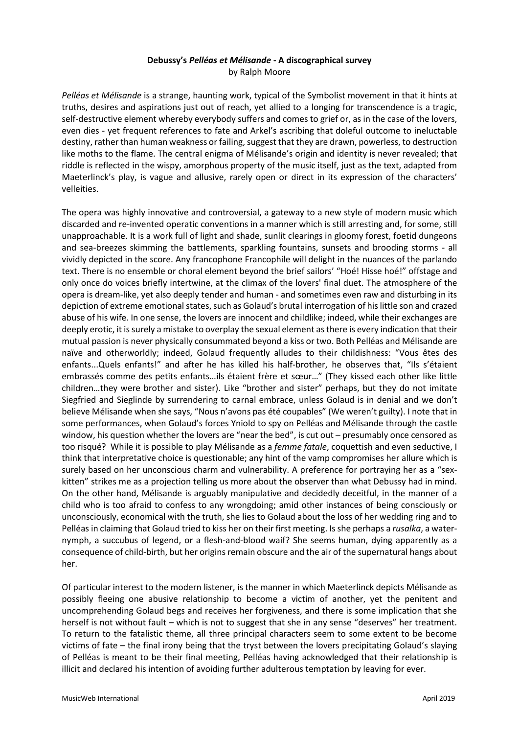**Debussy's *Pelléas et Mélisande* - A discographical survey**
by Ralph Moore

*Pelléas et Mélisande* is a strange, haunting work, typical of the Symbolist movement in that it hints at truths, desires and aspirations just out of reach, yet allied to a longing for transcendence is a tragic, self-destructive element whereby everybody suffers and comes to grief or, as in the case of the lovers, even dies - yet frequent references to fate and Arkel's ascribing that doleful outcome to ineluctable destiny, rather than human weakness or failing, suggest that they are drawn, powerless, to destruction like moths to the flame. The central enigma of Mélisande's origin and identity is never revealed; that riddle is reflected in the wispy, amorphous property of the music itself, just as the text, adapted from Maeterlinck's play, is vague and allusive, rarely open or direct in its expression of the characters' velleities.

The opera was highly innovative and controversial, a gateway to a new style of modern music which discarded and re-invented operatic conventions in a manner which is still arresting and, for some, still unapproachable. It is a work full of light and shade, sunlit clearings in gloomy forest, foetid dungeons and sea-breezes skimming the battlements, sparkling fountains, sunsets and brooding storms - all vividly depicted in the score. Any francophone Francophile will delight in the nuances of the parlando text. There is no ensemble or choral element beyond the brief sailors' "Hoé! Hisse hoé!" offstage and only once do voices briefly intertwine, at the climax of the lovers' final duet. The atmosphere of the opera is dream-like, yet also deeply tender and human - and sometimes even raw and disturbing in its depiction of extreme emotional states, such as Golaud's brutal interrogation of his little son and crazed abuse of his wife. In one sense, the lovers are innocent and childlike; indeed, while their exchanges are deeply erotic, it is surely a mistake to overplay the sexual element as there is every indication that their mutual passion is never physically consummated beyond a kiss or two. Both Pelléas and Mélisande are naïve and otherworldly; indeed, Golaud frequently alludes to their childishness: "Vous êtes des enfants...Quels enfants!" and after he has killed his half-brother, he observes that, "Ils s'étaient embrassés comme des petits enfants…ils étaient frère et sœur…" (They kissed each other like little children…they were brother and sister). Like "brother and sister" perhaps, but they do not imitate Siegfried and Sieglinde by surrendering to carnal embrace, unless Golaud is in denial and we don't believe Mélisande when she says, "Nous n'avons pas été coupables" (We weren't guilty). I note that in some performances, when Golaud's forces Yniold to spy on Pelléas and Mélisande through the castle window, his question whether the lovers are "near the bed", is cut out – presumably once censored as too risqué? While it is possible to play Mélisande as a *femme fatale*, coquettish and even seductive, I think that interpretative choice is questionable; any hint of the vamp compromises her allure which is surely based on her unconscious charm and vulnerability. A preference for portraying her as a "sex-kitten" strikes me as a projection telling us more about the observer than what Debussy had in mind. On the other hand, Mélisande is arguably manipulative and decidedly deceitful, in the manner of a child who is too afraid to confess to any wrongdoing; amid other instances of being consciously or unconsciously, economical with the truth, she lies to Golaud about the loss of her wedding ring and to Pelléas in claiming that Golaud tried to kiss her on their first meeting. Is she perhaps a *rusalka*, a water-nymph, a succubus of legend, or a flesh-and-blood waif? She seems human, dying apparently as a consequence of child-birth, but her origins remain obscure and the air of the supernatural hangs about her.

Of particular interest to the modern listener, is the manner in which Maeterlinck depicts Mélisande as possibly fleeing one abusive relationship to become a victim of another, yet the penitent and uncomprehending Golaud begs and receives her forgiveness, and there is some implication that she herself is not without fault – which is not to suggest that she in any sense "deserves" her treatment. To return to the fatalistic theme, all three principal characters seem to some extent to be become victims of fate – the final irony being that the tryst between the lovers precipitating Golaud's slaying of Pelléas is meant to be their final meeting, Pelléas having acknowledged that their relationship is illicit and declared his intention of avoiding further adulterous temptation by leaving for ever.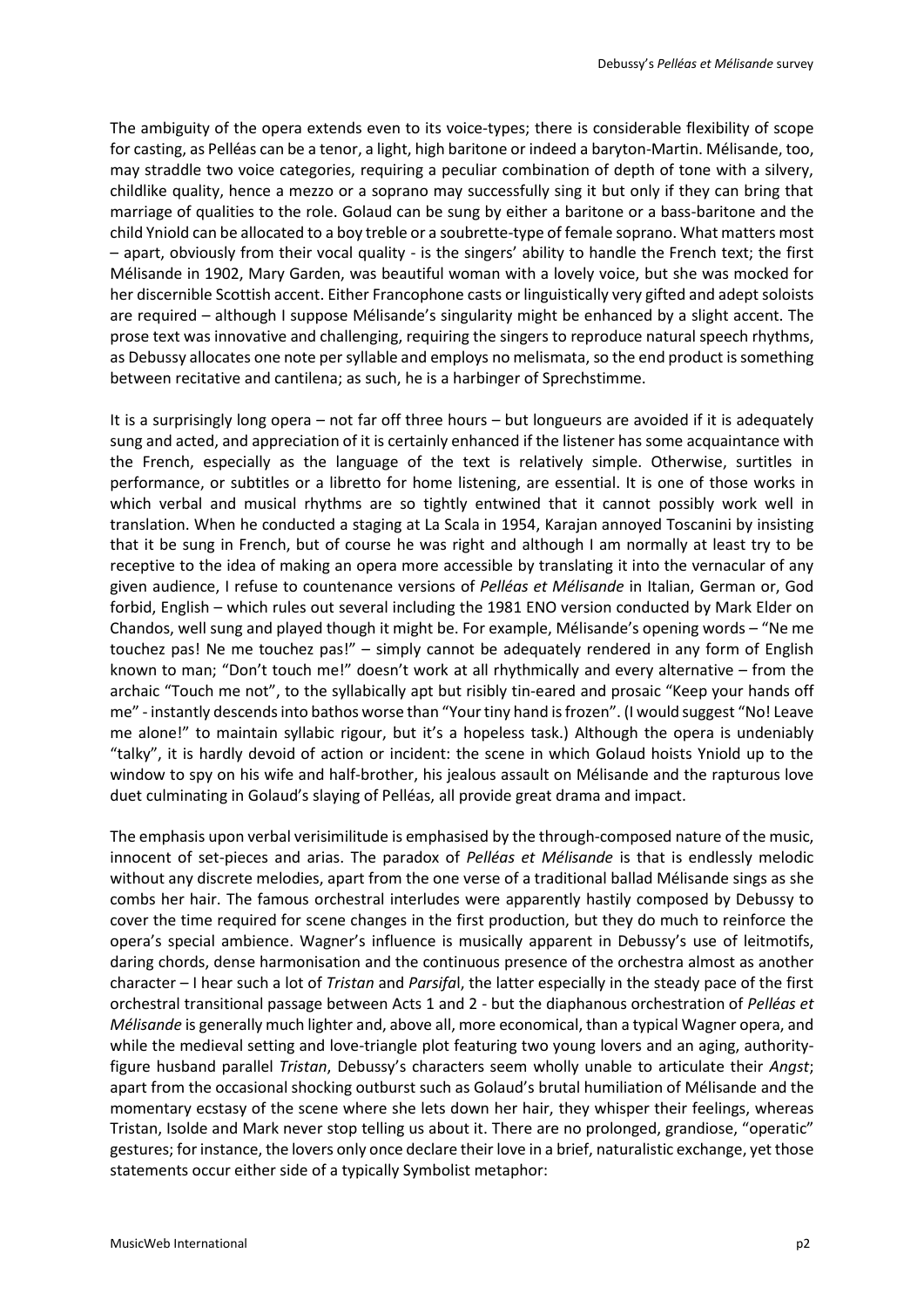The ambiguity of the opera extends even to its voice-types; there is considerable flexibility of scope for casting, as Pelléas can be a tenor, a light, high baritone or indeed a baryton-Martin. Mélisande, too, may straddle two voice categories, requiring a peculiar combination of depth of tone with a silvery, childlike quality, hence a mezzo or a soprano may successfully sing it but only if they can bring that marriage of qualities to the role. Golaud can be sung by either a baritone or a bass-baritone and the child Yniold can be allocated to a boy treble or a soubrette-type of female soprano. What matters most – apart, obviously from their vocal quality - is the singers' ability to handle the French text; the first Mélisande in 1902, Mary Garden, was beautiful woman with a lovely voice, but she was mocked for her discernible Scottish accent. Either Francophone casts or linguistically very gifted and adept soloists are required – although I suppose Mélisande's singularity might be enhanced by a slight accent. The prose text was innovative and challenging, requiring the singers to reproduce natural speech rhythms, as Debussy allocates one note per syllable and employs no melismata, so the end product is something between recitative and cantilena; as such, he is a harbinger of Sprechstimme.

It is a surprisingly long opera – not far off three hours – but longueurs are avoided if it is adequately sung and acted, and appreciation of it is certainly enhanced if the listener has some acquaintance with the French, especially as the language of the text is relatively simple. Otherwise, surtitles in performance, or subtitles or a libretto for home listening, are essential. It is one of those works in which verbal and musical rhythms are so tightly entwined that it cannot possibly work well in translation. When he conducted a staging at La Scala in 1954, Karajan annoyed Toscanini by insisting that it be sung in French, but of course he was right and although I am normally at least try to be receptive to the idea of making an opera more accessible by translating it into the vernacular of any given audience, I refuse to countenance versions of *Pelléas et Mélisande* in Italian, German or, God forbid, English – which rules out several including the 1981 ENO version conducted by Mark Elder on Chandos, well sung and played though it might be. For example, Mélisande's opening words – "Ne me touchez pas! Ne me touchez pas!" – simply cannot be adequately rendered in any form of English known to man; "Don't touch me!" doesn't work at all rhythmically and every alternative – from the archaic "Touch me not", to the syllabically apt but risibly tin-eared and prosaic "Keep your hands off me" - instantly descends into bathos worse than "Your tiny hand is frozen". (I would suggest "No! Leave me alone!" to maintain syllabic rigour, but it's a hopeless task.) Although the opera is undeniably "talky", it is hardly devoid of action or incident: the scene in which Golaud hoists Yniold up to the window to spy on his wife and half-brother, his jealous assault on Mélisande and the rapturous love duet culminating in Golaud's slaying of Pelléas, all provide great drama and impact.

The emphasis upon verbal verisimilitude is emphasised by the through-composed nature of the music, innocent of set-pieces and arias. The paradox of *Pelléas et Mélisande* is that is endlessly melodic without any discrete melodies, apart from the one verse of a traditional ballad Mélisande sings as she combs her hair. The famous orchestral interludes were apparently hastily composed by Debussy to cover the time required for scene changes in the first production, but they do much to reinforce the opera's special ambience. Wagner's influence is musically apparent in Debussy's use of leitmotifs, daring chords, dense harmonisation and the continuous presence of the orchestra almost as another character – I hear such a lot of *Tristan* and *Parsifa*l, the latter especially in the steady pace of the first orchestral transitional passage between Acts 1 and 2 - but the diaphanous orchestration of *Pelléas et Mélisande* is generally much lighter and, above all, more economical, than a typical Wagner opera, and while the medieval setting and love-triangle plot featuring two young lovers and an aging, authority-figure husband parallel *Tristan*, Debussy's characters seem wholly unable to articulate their *Angst*; apart from the occasional shocking outburst such as Golaud's brutal humiliation of Mélisande and the momentary ecstasy of the scene where she lets down her hair, they whisper their feelings, whereas Tristan, Isolde and Mark never stop telling us about it. There are no prolonged, grandiose, "operatic" gestures; for instance, the lovers only once declare their love in a brief, naturalistic exchange, yet those statements occur either side of a typically Symbolist metaphor: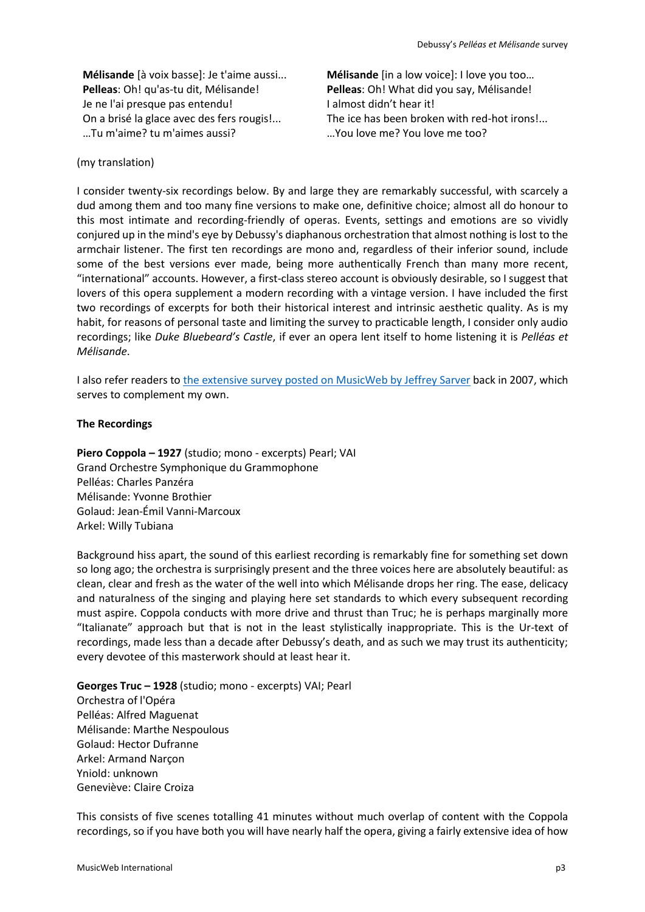| | |
|---|---|
| **Mélisande** [à voix basse]: Je t'aime aussi... | **Mélisande** [in a low voice]: I love you too… |
| **Pelleas**: Oh! qu'as-tu dit, Mélisande! | **Pelleas**: Oh! What did you say, Mélisande! |
| Je ne l'ai presque pas entendu! | I almost didn't hear it! |
| On a brisé la glace avec des fers rougis!... | The ice has been broken with red-hot irons!... |
| …Tu m'aime? tu m'aimes aussi? | …You love me? You love me too? |

(my translation)

I consider twenty-six recordings below. By and large they are remarkably successful, with scarcely a dud among them and too many fine versions to make one, definitive choice; almost all do honour to this most intimate and recording-friendly of operas. Events, settings and emotions are so vividly conjured up in the mind's eye by Debussy's diaphanous orchestration that almost nothing is lost to the armchair listener. The first ten recordings are mono and, regardless of their inferior sound, include some of the best versions ever made, being more authentically French than many more recent, "international" accounts. However, a first-class stereo account is obviously desirable, so I suggest that lovers of this opera supplement a modern recording with a vintage version. I have included the first two recordings of excerpts for both their historical interest and intrinsic aesthetic quality. As is my habit, for reasons of personal taste and limiting the survey to practicable length, I consider only audio recordings; like *Duke Bluebeard's Castle*, if ever an opera lent itself to home listening it is *Pelléas et Mélisande*.

I also refer readers to the extensive survey posted on MusicWeb by Jeffrey Sarver back in 2007, which serves to complement my own.

**The Recordings**

**Piero Coppola – 1927** (studio; mono - excerpts) Pearl; VAI
Grand Orchestre Symphonique du Grammophone
Pelléas: Charles Panzéra
Mélisande: Yvonne Brothier
Golaud: Jean-Émil Vanni-Marcoux
Arkel: Willy Tubiana

Background hiss apart, the sound of this earliest recording is remarkably fine for something set down so long ago; the orchestra is surprisingly present and the three voices here are absolutely beautiful: as clean, clear and fresh as the water of the well into which Mélisande drops her ring. The ease, delicacy and naturalness of the singing and playing here set standards to which every subsequent recording must aspire. Coppola conducts with more drive and thrust than Truc; he is perhaps marginally more "Italianate" approach but that is not in the least stylistically inappropriate. This is the Ur-text of recordings, made less than a decade after Debussy's death, and as such we may trust its authenticity; every devotee of this masterwork should at least hear it.

**Georges Truc – 1928** (studio; mono - excerpts) VAI; Pearl
Orchestra of l'Opéra
Pelléas: Alfred Maguenat
Mélisande: Marthe Nespoulous
Golaud: Hector Dufranne
Arkel: Armand Narçon
Yniold: unknown
Geneviève: Claire Croiza

This consists of five scenes totalling 41 minutes without much overlap of content with the Coppola recordings, so if you have both you will have nearly half the opera, giving a fairly extensive idea of how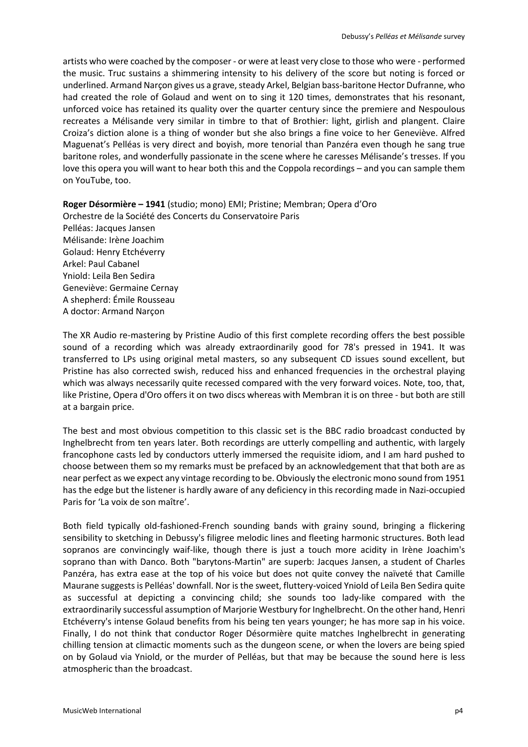artists who were coached by the composer - or were at least very close to those who were - performed the music. Truc sustains a shimmering intensity to his delivery of the score but noting is forced or underlined. Armand Narçon gives us a grave, steady Arkel, Belgian bass-baritone Hector Dufranne, who had created the role of Golaud and went on to sing it 120 times, demonstrates that his resonant, unforced voice has retained its quality over the quarter century since the premiere and Nespoulous recreates a Mélisande very similar in timbre to that of Brothier: light, girlish and plangent. Claire Croiza's diction alone is a thing of wonder but she also brings a fine voice to her Geneviève. Alfred Maguenat's Pelléas is very direct and boyish, more tenorial than Panzéra even though he sang true baritone roles, and wonderfully passionate in the scene where he caresses Mélisande's tresses. If you love this opera you will want to hear both this and the Coppola recordings – and you can sample them on YouTube, too.

**Roger Désormière – 1941** (studio; mono) EMI; Pristine; Membran; Opera d'Oro
Orchestre de la Société des Concerts du Conservatoire Paris
Pelléas: Jacques Jansen
Mélisande: Irène Joachim
Golaud: Henry Etchéverry
Arkel: Paul Cabanel
Yniold: Leila Ben Sedira
Geneviève: Germaine Cernay
A shepherd: Émile Rousseau
A doctor: Armand Narçon

The XR Audio re-mastering by Pristine Audio of this first complete recording offers the best possible sound of a recording which was already extraordinarily good for 78's pressed in 1941. It was transferred to LPs using original metal masters, so any subsequent CD issues sound excellent, but Pristine has also corrected swish, reduced hiss and enhanced frequencies in the orchestral playing which was always necessarily quite recessed compared with the very forward voices. Note, too, that, like Pristine, Opera d'Oro offers it on two discs whereas with Membran it is on three - but both are still at a bargain price.

The best and most obvious competition to this classic set is the BBC radio broadcast conducted by Inghelbrecht from ten years later. Both recordings are utterly compelling and authentic, with largely francophone casts led by conductors utterly immersed the requisite idiom, and I am hard pushed to choose between them so my remarks must be prefaced by an acknowledgement that that both are as near perfect as we expect any vintage recording to be. Obviously the electronic mono sound from 1951 has the edge but the listener is hardly aware of any deficiency in this recording made in Nazi-occupied Paris for 'La voix de son maître'.

Both field typically old-fashioned-French sounding bands with grainy sound, bringing a flickering sensibility to sketching in Debussy's filigree melodic lines and fleeting harmonic structures. Both lead sopranos are convincingly waif-like, though there is just a touch more acidity in Irène Joachim's soprano than with Danco. Both "barytons-Martin" are superb: Jacques Jansen, a student of Charles Panzéra, has extra ease at the top of his voice but does not quite convey the naïveté that Camille Maurane suggests is Pelléas' downfall. Nor is the sweet, fluttery-voiced Yniold of Leila Ben Sedira quite as successful at depicting a convincing child; she sounds too lady-like compared with the extraordinarily successful assumption of Marjorie Westbury for Inghelbrecht. On the other hand, Henri Etchéverry's intense Golaud benefits from his being ten years younger; he has more sap in his voice. Finally, I do not think that conductor Roger Désormière quite matches Inghelbrecht in generating chilling tension at climactic moments such as the dungeon scene, or when the lovers are being spied on by Golaud via Yniold, or the murder of Pelléas, but that may be because the sound here is less atmospheric than the broadcast.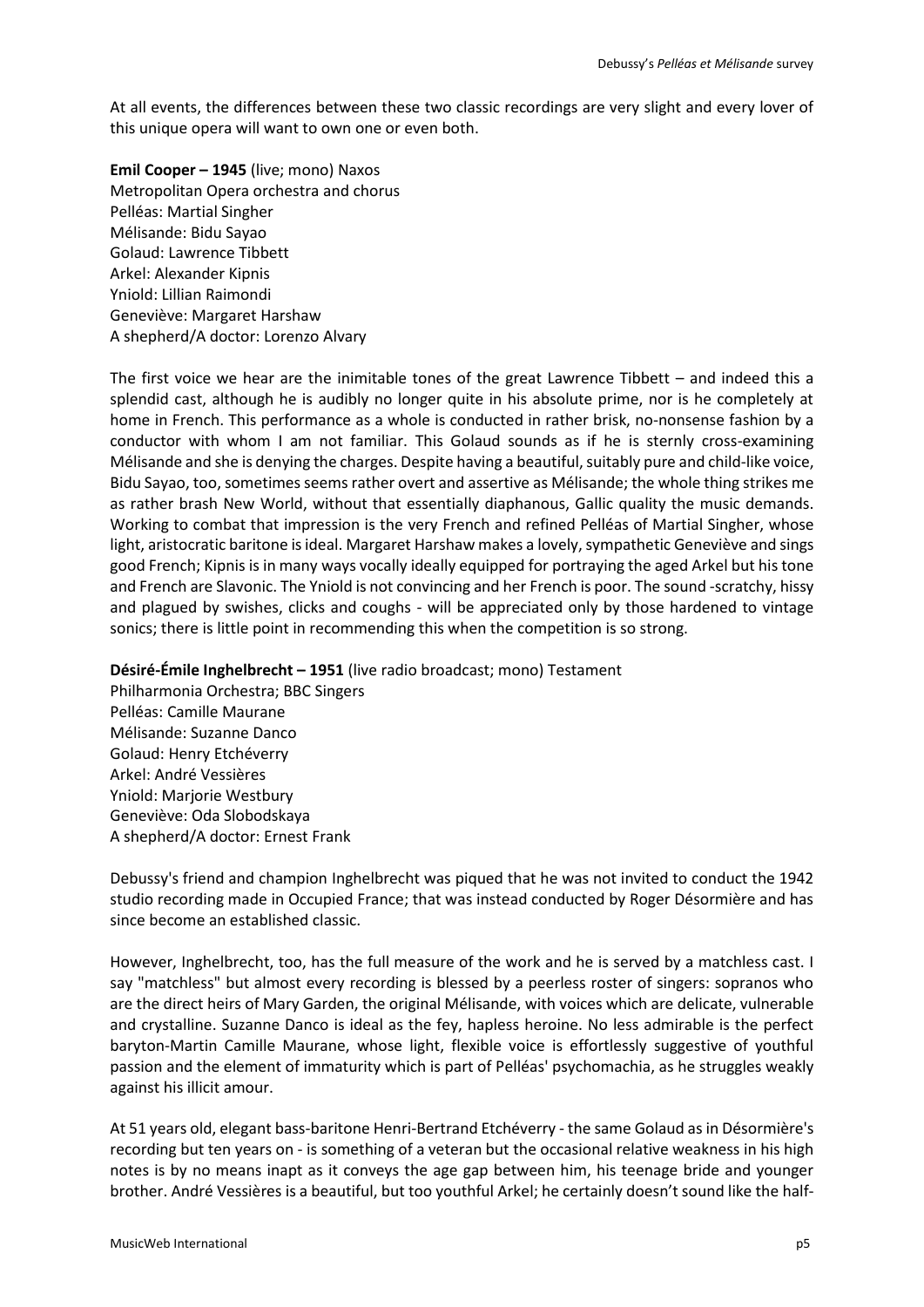At all events, the differences between these two classic recordings are very slight and every lover of this unique opera will want to own one or even both.

**Emil Cooper – 1945** (live; mono) Naxos
Metropolitan Opera orchestra and chorus
Pelléas: Martial Singher
Mélisande: Bidu Sayao
Golaud: Lawrence Tibbett
Arkel: Alexander Kipnis
Yniold: Lillian Raimondi
Geneviève: Margaret Harshaw
A shepherd/A doctor: Lorenzo Alvary

The first voice we hear are the inimitable tones of the great Lawrence Tibbett – and indeed this a splendid cast, although he is audibly no longer quite in his absolute prime, nor is he completely at home in French. This performance as a whole is conducted in rather brisk, no-nonsense fashion by a conductor with whom I am not familiar. This Golaud sounds as if he is sternly cross-examining Mélisande and she is denying the charges. Despite having a beautiful, suitably pure and child-like voice, Bidu Sayao, too, sometimes seems rather overt and assertive as Mélisande; the whole thing strikes me as rather brash New World, without that essentially diaphanous, Gallic quality the music demands. Working to combat that impression is the very French and refined Pelléas of Martial Singher, whose light, aristocratic baritone is ideal. Margaret Harshaw makes a lovely, sympathetic Geneviève and sings good French; Kipnis is in many ways vocally ideally equipped for portraying the aged Arkel but his tone and French are Slavonic. The Yniold is not convincing and her French is poor. The sound -scratchy, hissy and plagued by swishes, clicks and coughs - will be appreciated only by those hardened to vintage sonics; there is little point in recommending this when the competition is so strong.

**Désiré-Émile Inghelbrecht – 1951** (live radio broadcast; mono) Testament
Philharmonia Orchestra; BBC Singers
Pelléas: Camille Maurane
Mélisande: Suzanne Danco
Golaud: Henry Etchéverry
Arkel: André Vessières
Yniold: Marjorie Westbury
Geneviève: Oda Slobodskaya
A shepherd/A doctor: Ernest Frank

Debussy's friend and champion Inghelbrecht was piqued that he was not invited to conduct the 1942 studio recording made in Occupied France; that was instead conducted by Roger Désormière and has since become an established classic.

However, Inghelbrecht, too, has the full measure of the work and he is served by a matchless cast. I say "matchless" but almost every recording is blessed by a peerless roster of singers: sopranos who are the direct heirs of Mary Garden, the original Mélisande, with voices which are delicate, vulnerable and crystalline. Suzanne Danco is ideal as the fey, hapless heroine. No less admirable is the perfect baryton-Martin Camille Maurane, whose light, flexible voice is effortlessly suggestive of youthful passion and the element of immaturity which is part of Pelléas' psychomachia, as he struggles weakly against his illicit amour.

At 51 years old, elegant bass-baritone Henri-Bertrand Etchéverry - the same Golaud as in Désormière's recording but ten years on - is something of a veteran but the occasional relative weakness in his high notes is by no means inapt as it conveys the age gap between him, his teenage bride and younger brother. André Vessières is a beautiful, but too youthful Arkel; he certainly doesn't sound like the half-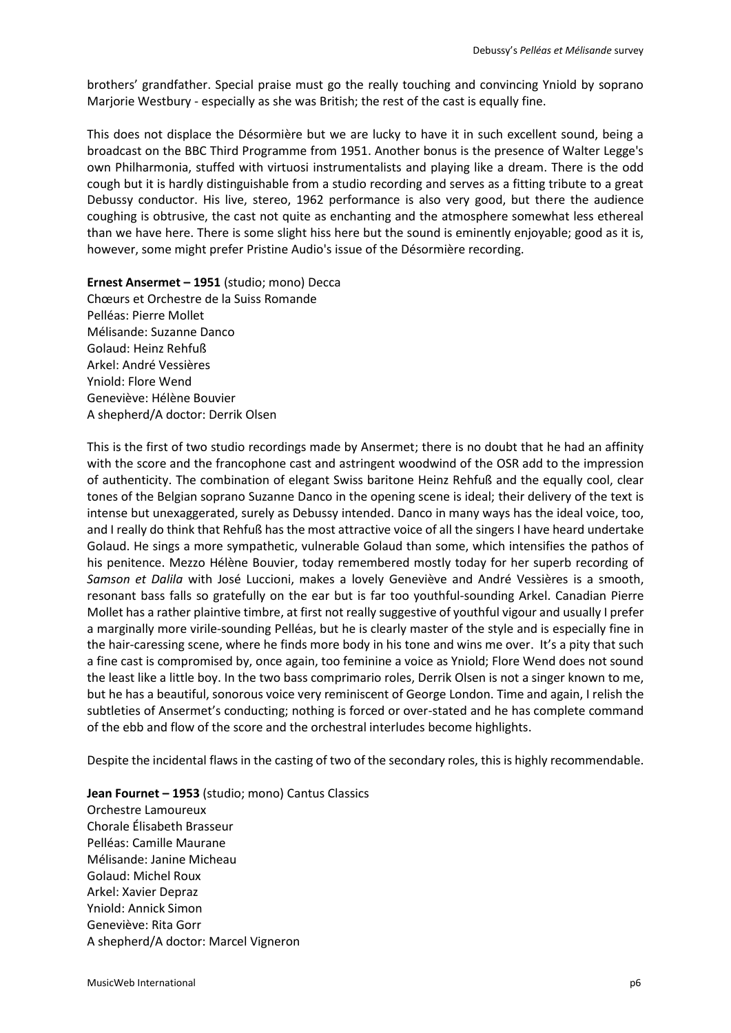brothers' grandfather. Special praise must go the really touching and convincing Yniold by soprano Marjorie Westbury - especially as she was British; the rest of the cast is equally fine.

This does not displace the Désormière but we are lucky to have it in such excellent sound, being a broadcast on the BBC Third Programme from 1951. Another bonus is the presence of Walter Legge's own Philharmonia, stuffed with virtuosi instrumentalists and playing like a dream. There is the odd cough but it is hardly distinguishable from a studio recording and serves as a fitting tribute to a great Debussy conductor. His live, stereo, 1962 performance is also very good, but there the audience coughing is obtrusive, the cast not quite as enchanting and the atmosphere somewhat less ethereal than we have here. There is some slight hiss here but the sound is eminently enjoyable; good as it is, however, some might prefer Pristine Audio's issue of the Désormière recording.

**Ernest Ansermet – 1951** (studio; mono) Decca
Chœurs et Orchestre de la Suiss Romande
Pelléas: Pierre Mollet
Mélisande: Suzanne Danco
Golaud: Heinz Rehfuß
Arkel: André Vessières
Yniold: Flore Wend
Geneviève: Hélène Bouvier
A shepherd/A doctor: Derrik Olsen

This is the first of two studio recordings made by Ansermet; there is no doubt that he had an affinity with the score and the francophone cast and astringent woodwind of the OSR add to the impression of authenticity. The combination of elegant Swiss baritone Heinz Rehfuß and the equally cool, clear tones of the Belgian soprano Suzanne Danco in the opening scene is ideal; their delivery of the text is intense but unexaggerated, surely as Debussy intended. Danco in many ways has the ideal voice, too, and I really do think that Rehfuß has the most attractive voice of all the singers I have heard undertake Golaud. He sings a more sympathetic, vulnerable Golaud than some, which intensifies the pathos of his penitence. Mezzo Hélène Bouvier, today remembered mostly today for her superb recording of *Samson et Dalila* with José Luccioni, makes a lovely Geneviève and André Vessières is a smooth, resonant bass falls so gratefully on the ear but is far too youthful-sounding Arkel. Canadian Pierre Mollet has a rather plaintive timbre, at first not really suggestive of youthful vigour and usually I prefer a marginally more virile-sounding Pelléas, but he is clearly master of the style and is especially fine in the hair-caressing scene, where he finds more body in his tone and wins me over. It's a pity that such a fine cast is compromised by, once again, too feminine a voice as Yniold; Flore Wend does not sound the least like a little boy. In the two bass comprimario roles, Derrik Olsen is not a singer known to me, but he has a beautiful, sonorous voice very reminiscent of George London. Time and again, I relish the subtleties of Ansermet's conducting; nothing is forced or over-stated and he has complete command of the ebb and flow of the score and the orchestral interludes become highlights.

Despite the incidental flaws in the casting of two of the secondary roles, this is highly recommendable.

**Jean Fournet – 1953** (studio; mono) Cantus Classics
Orchestre Lamoureux
Chorale Élisabeth Brasseur
Pelléas: Camille Maurane
Mélisande: Janine Micheau
Golaud: Michel Roux
Arkel: Xavier Depraz
Yniold: Annick Simon
Geneviève: Rita Gorr
A shepherd/A doctor: Marcel Vigneron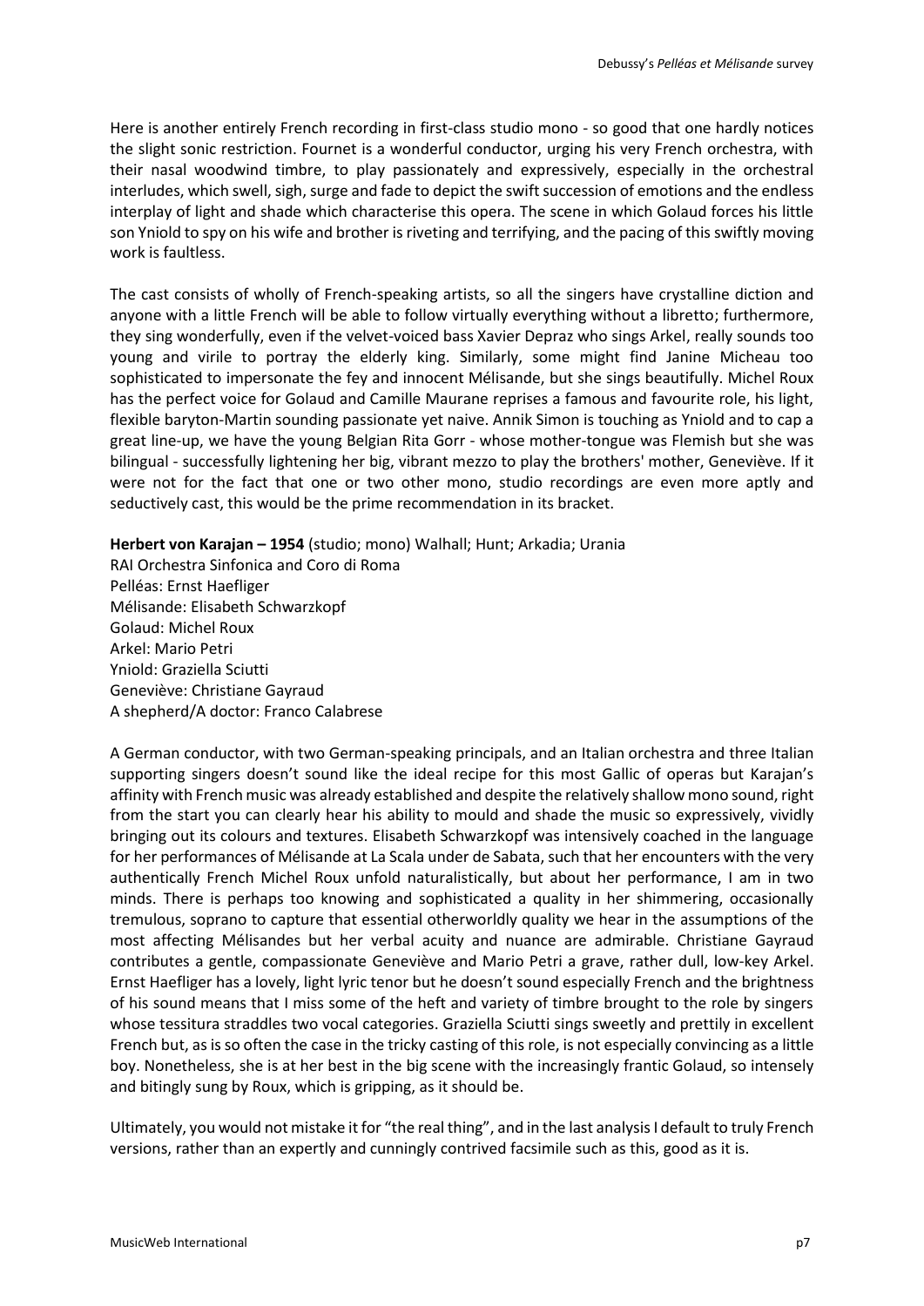Here is another entirely French recording in first-class studio mono - so good that one hardly notices the slight sonic restriction. Fournet is a wonderful conductor, urging his very French orchestra, with their nasal woodwind timbre, to play passionately and expressively, especially in the orchestral interludes, which swell, sigh, surge and fade to depict the swift succession of emotions and the endless interplay of light and shade which characterise this opera. The scene in which Golaud forces his little son Yniold to spy on his wife and brother is riveting and terrifying, and the pacing of this swiftly moving work is faultless.

The cast consists of wholly of French-speaking artists, so all the singers have crystalline diction and anyone with a little French will be able to follow virtually everything without a libretto; furthermore, they sing wonderfully, even if the velvet-voiced bass Xavier Depraz who sings Arkel, really sounds too young and virile to portray the elderly king. Similarly, some might find Janine Micheau too sophisticated to impersonate the fey and innocent Mélisande, but she sings beautifully. Michel Roux has the perfect voice for Golaud and Camille Maurane reprises a famous and favourite role, his light, flexible baryton-Martin sounding passionate yet naive. Annik Simon is touching as Yniold and to cap a great line-up, we have the young Belgian Rita Gorr - whose mother-tongue was Flemish but she was bilingual - successfully lightening her big, vibrant mezzo to play the brothers' mother, Geneviève. If it were not for the fact that one or two other mono, studio recordings are even more aptly and seductively cast, this would be the prime recommendation in its bracket.

**Herbert von Karajan – 1954** (studio; mono) Walhall; Hunt; Arkadia; Urania
RAI Orchestra Sinfonica and Coro di Roma
Pelléas: Ernst Haefliger
Mélisande: Elisabeth Schwarzkopf
Golaud: Michel Roux
Arkel: Mario Petri
Yniold: Graziella Sciutti
Geneviève: Christiane Gayraud
A shepherd/A doctor: Franco Calabrese

A German conductor, with two German-speaking principals, and an Italian orchestra and three Italian supporting singers doesn't sound like the ideal recipe for this most Gallic of operas but Karajan's affinity with French music was already established and despite the relatively shallow mono sound, right from the start you can clearly hear his ability to mould and shade the music so expressively, vividly bringing out its colours and textures. Elisabeth Schwarzkopf was intensively coached in the language for her performances of Mélisande at La Scala under de Sabata, such that her encounters with the very authentically French Michel Roux unfold naturalistically, but about her performance, I am in two minds. There is perhaps too knowing and sophisticated a quality in her shimmering, occasionally tremulous, soprano to capture that essential otherworldly quality we hear in the assumptions of the most affecting Mélisandes but her verbal acuity and nuance are admirable. Christiane Gayraud contributes a gentle, compassionate Geneviève and Mario Petri a grave, rather dull, low-key Arkel. Ernst Haefliger has a lovely, light lyric tenor but he doesn't sound especially French and the brightness of his sound means that I miss some of the heft and variety of timbre brought to the role by singers whose tessitura straddles two vocal categories. Graziella Sciutti sings sweetly and prettily in excellent French but, as is so often the case in the tricky casting of this role, is not especially convincing as a little boy. Nonetheless, she is at her best in the big scene with the increasingly frantic Golaud, so intensely and bitingly sung by Roux, which is gripping, as it should be.

Ultimately, you would not mistake it for "the real thing", and in the last analysis I default to truly French versions, rather than an expertly and cunningly contrived facsimile such as this, good as it is.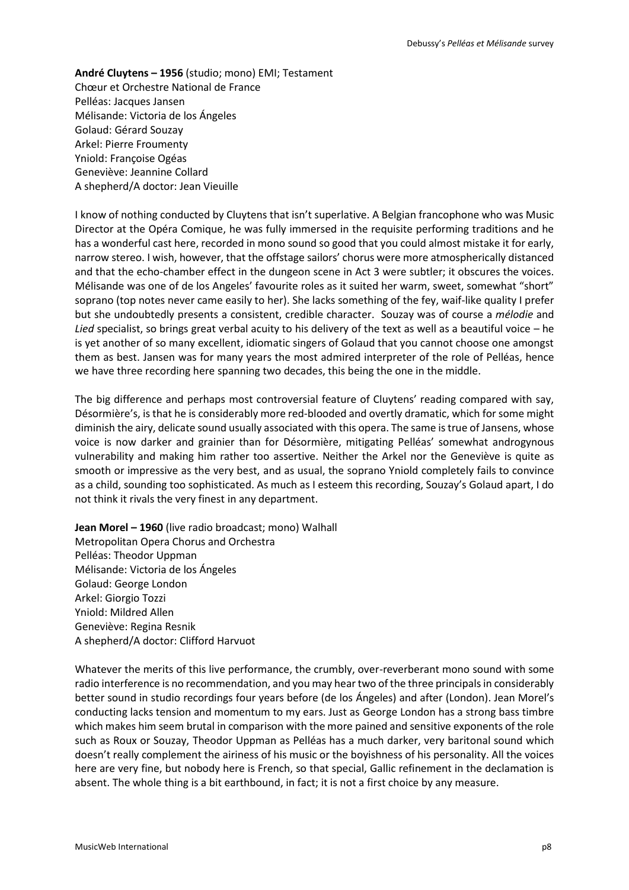**André Cluytens – 1956** (studio; mono) EMI; Testament
Chœur et Orchestre National de France
Pelléas: Jacques Jansen
Mélisande: Victoria de los Ángeles
Golaud: Gérard Souzay
Arkel: Pierre Froumenty
Yniold: Françoise Ogéas
Geneviève: Jeannine Collard
A shepherd/A doctor: Jean Vieuille

I know of nothing conducted by Cluytens that isn't superlative. A Belgian francophone who was Music Director at the Opéra Comique, he was fully immersed in the requisite performing traditions and he has a wonderful cast here, recorded in mono sound so good that you could almost mistake it for early, narrow stereo. I wish, however, that the offstage sailors' chorus were more atmospherically distanced and that the echo-chamber effect in the dungeon scene in Act 3 were subtler; it obscures the voices. Mélisande was one of de los Angeles' favourite roles as it suited her warm, sweet, somewhat "short" soprano (top notes never came easily to her). She lacks something of the fey, waif-like quality I prefer but she undoubtedly presents a consistent, credible character. Souzay was of course a *mélodie* and *Lied* specialist, so brings great verbal acuity to his delivery of the text as well as a beautiful voice – he is yet another of so many excellent, idiomatic singers of Golaud that you cannot choose one amongst them as best. Jansen was for many years the most admired interpreter of the role of Pelléas, hence we have three recording here spanning two decades, this being the one in the middle.

The big difference and perhaps most controversial feature of Cluytens' reading compared with say, Désormière's, is that he is considerably more red-blooded and overtly dramatic, which for some might diminish the airy, delicate sound usually associated with this opera. The same is true of Jansens, whose voice is now darker and grainier than for Désormière, mitigating Pelléas' somewhat androgynous vulnerability and making him rather too assertive. Neither the Arkel nor the Geneviève is quite as smooth or impressive as the very best, and as usual, the soprano Yniold completely fails to convince as a child, sounding too sophisticated. As much as I esteem this recording, Souzay's Golaud apart, I do not think it rivals the very finest in any department.

**Jean Morel – 1960** (live radio broadcast; mono) Walhall
Metropolitan Opera Chorus and Orchestra
Pelléas: Theodor Uppman
Mélisande: Victoria de los Ángeles
Golaud: George London
Arkel: Giorgio Tozzi
Yniold: Mildred Allen
Geneviève: Regina Resnik
A shepherd/A doctor: Clifford Harvuot

Whatever the merits of this live performance, the crumbly, over-reverberant mono sound with some radio interference is no recommendation, and you may hear two of the three principals in considerably better sound in studio recordings four years before (de los Ángeles) and after (London). Jean Morel's conducting lacks tension and momentum to my ears. Just as George London has a strong bass timbre which makes him seem brutal in comparison with the more pained and sensitive exponents of the role such as Roux or Souzay, Theodor Uppman as Pelléas has a much darker, very baritonal sound which doesn't really complement the airiness of his music or the boyishness of his personality. All the voices here are very fine, but nobody here is French, so that special, Gallic refinement in the declamation is absent. The whole thing is a bit earthbound, in fact; it is not a first choice by any measure.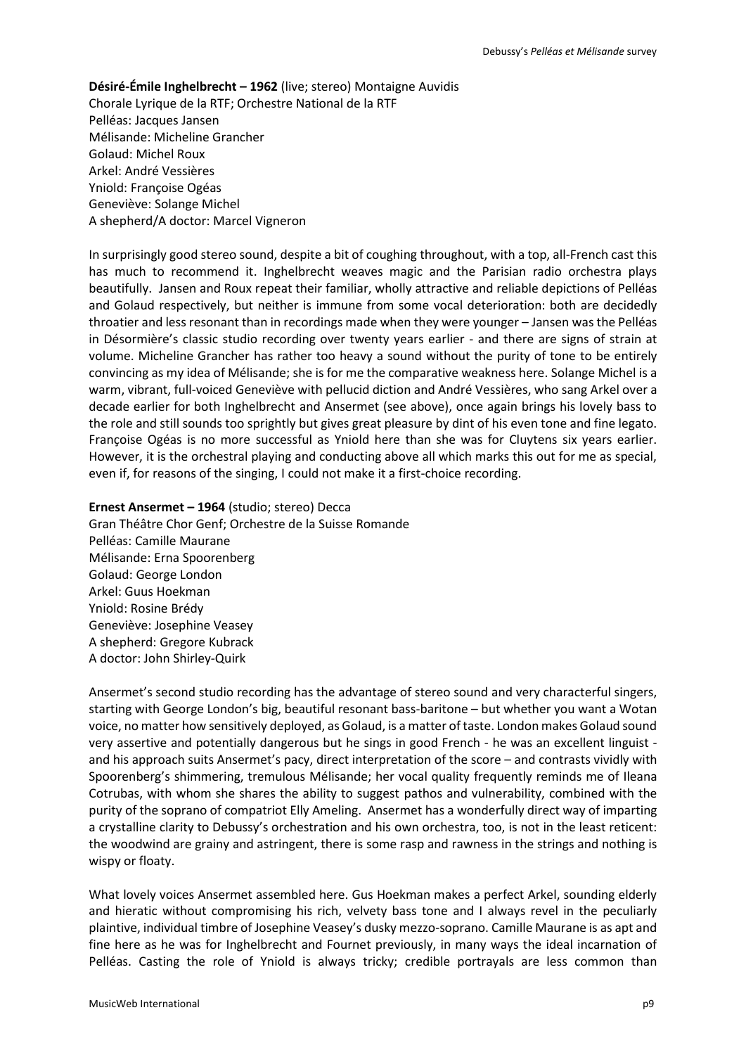**Désiré-Émile Inghelbrecht – 1962** (live; stereo) Montaigne Auvidis
Chorale Lyrique de la RTF; Orchestre National de la RTF
Pelléas: Jacques Jansen
Mélisande: Micheline Grancher
Golaud: Michel Roux
Arkel: André Vessières
Yniold: Françoise Ogéas
Geneviève: Solange Michel
A shepherd/A doctor: Marcel Vigneron

In surprisingly good stereo sound, despite a bit of coughing throughout, with a top, all-French cast this has much to recommend it. Inghelbrecht weaves magic and the Parisian radio orchestra plays beautifully. Jansen and Roux repeat their familiar, wholly attractive and reliable depictions of Pelléas and Golaud respectively, but neither is immune from some vocal deterioration: both are decidedly throatier and less resonant than in recordings made when they were younger – Jansen was the Pelléas in Désormière's classic studio recording over twenty years earlier - and there are signs of strain at volume. Micheline Grancher has rather too heavy a sound without the purity of tone to be entirely convincing as my idea of Mélisande; she is for me the comparative weakness here. Solange Michel is a warm, vibrant, full-voiced Geneviève with pellucid diction and André Vessières, who sang Arkel over a decade earlier for both Inghelbrecht and Ansermet (see above), once again brings his lovely bass to the role and still sounds too sprightly but gives great pleasure by dint of his even tone and fine legato. Françoise Ogéas is no more successful as Yniold here than she was for Cluytens six years earlier. However, it is the orchestral playing and conducting above all which marks this out for me as special, even if, for reasons of the singing, I could not make it a first-choice recording.

**Ernest Ansermet – 1964** (studio; stereo) Decca
Gran Théâtre Chor Genf; Orchestre de la Suisse Romande
Pelléas: Camille Maurane
Mélisande: Erna Spoorenberg
Golaud: George London
Arkel: Guus Hoekman
Yniold: Rosine Brédy
Geneviève: Josephine Veasey
A shepherd: Gregore Kubrack
A doctor: John Shirley-Quirk

Ansermet's second studio recording has the advantage of stereo sound and very characterful singers, starting with George London's big, beautiful resonant bass-baritone – but whether you want a Wotan voice, no matter how sensitively deployed, as Golaud, is a matter of taste. London makes Golaud sound very assertive and potentially dangerous but he sings in good French - he was an excellent linguist - and his approach suits Ansermet's pacy, direct interpretation of the score – and contrasts vividly with Spoorenberg's shimmering, tremulous Mélisande; her vocal quality frequently reminds me of Ileana Cotrubas, with whom she shares the ability to suggest pathos and vulnerability, combined with the purity of the soprano of compatriot Elly Ameling. Ansermet has a wonderfully direct way of imparting a crystalline clarity to Debussy's orchestration and his own orchestra, too, is not in the least reticent: the woodwind are grainy and astringent, there is some rasp and rawness in the strings and nothing is wispy or floaty.

What lovely voices Ansermet assembled here. Gus Hoekman makes a perfect Arkel, sounding elderly and hieratic without compromising his rich, velvety bass tone and I always revel in the peculiarly plaintive, individual timbre of Josephine Veasey's dusky mezzo-soprano. Camille Maurane is as apt and fine here as he was for Inghelbrecht and Fournet previously, in many ways the ideal incarnation of Pelléas. Casting the role of Yniold is always tricky; credible portrayals are less common than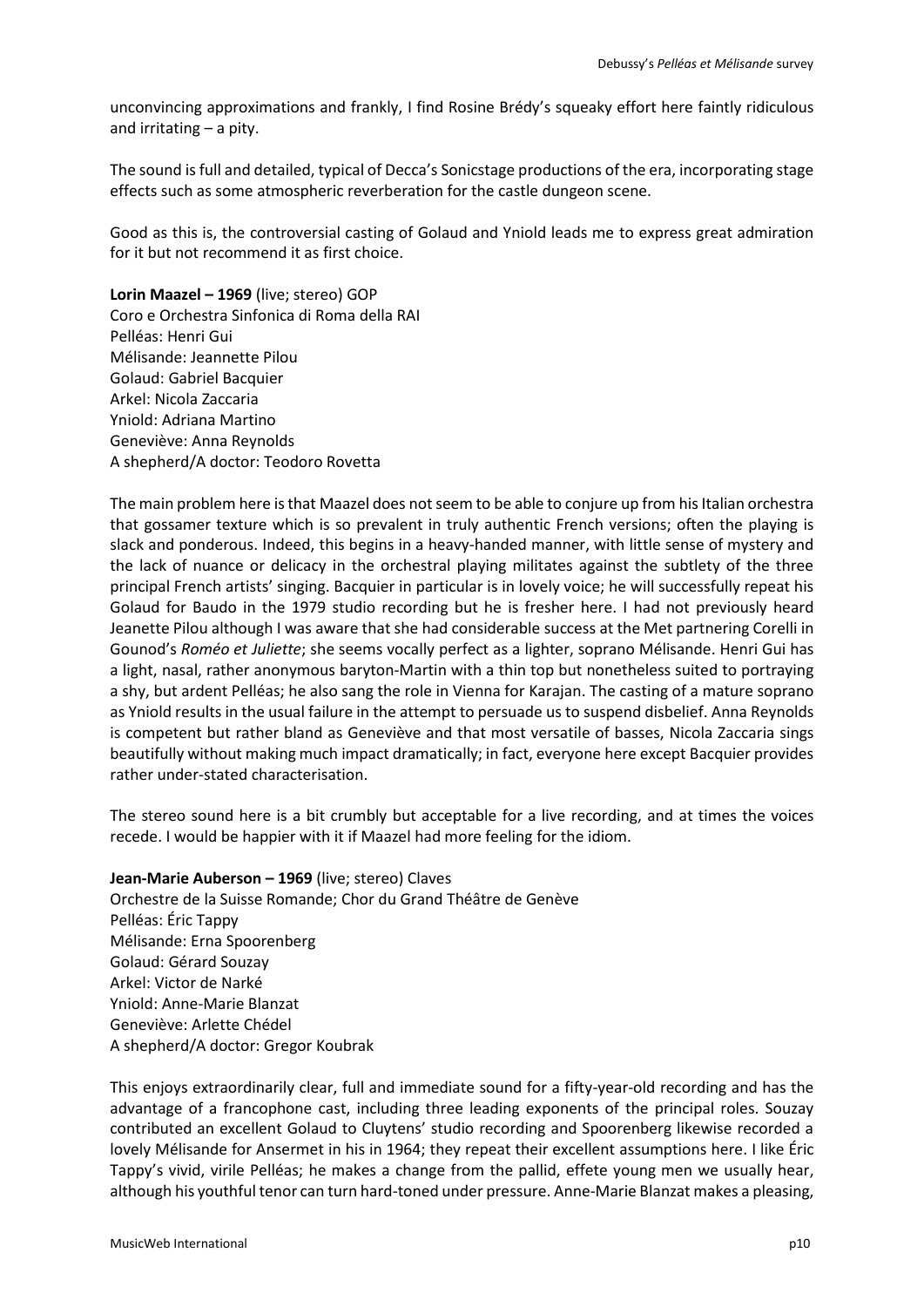unconvincing approximations and frankly, I find Rosine Brédy's squeaky effort here faintly ridiculous and irritating – a pity.

The sound is full and detailed, typical of Decca's Sonicstage productions of the era, incorporating stage effects such as some atmospheric reverberation for the castle dungeon scene.

Good as this is, the controversial casting of Golaud and Yniold leads me to express great admiration for it but not recommend it as first choice.

**Lorin Maazel – 1969** (live; stereo) GOP
Coro e Orchestra Sinfonica di Roma della RAI
Pelléas: Henri Gui
Mélisande: Jeannette Pilou
Golaud: Gabriel Bacquier
Arkel: Nicola Zaccaria
Yniold: Adriana Martino
Geneviève: Anna Reynolds
A shepherd/A doctor: Teodoro Rovetta

The main problem here is that Maazel does not seem to be able to conjure up from his Italian orchestra that gossamer texture which is so prevalent in truly authentic French versions; often the playing is slack and ponderous. Indeed, this begins in a heavy-handed manner, with little sense of mystery and the lack of nuance or delicacy in the orchestral playing militates against the subtlety of the three principal French artists' singing. Bacquier in particular is in lovely voice; he will successfully repeat his Golaud for Baudo in the 1979 studio recording but he is fresher here. I had not previously heard Jeanette Pilou although I was aware that she had considerable success at the Met partnering Corelli in Gounod's *Roméo et Juliette*; she seems vocally perfect as a lighter, soprano Mélisande. Henri Gui has a light, nasal, rather anonymous baryton-Martin with a thin top but nonetheless suited to portraying a shy, but ardent Pelléas; he also sang the role in Vienna for Karajan. The casting of a mature soprano as Yniold results in the usual failure in the attempt to persuade us to suspend disbelief. Anna Reynolds is competent but rather bland as Geneviève and that most versatile of basses, Nicola Zaccaria sings beautifully without making much impact dramatically; in fact, everyone here except Bacquier provides rather under-stated characterisation.

The stereo sound here is a bit crumbly but acceptable for a live recording, and at times the voices recede. I would be happier with it if Maazel had more feeling for the idiom.

**Jean-Marie Auberson – 1969** (live; stereo) Claves
Orchestre de la Suisse Romande; Chor du Grand Théâtre de Genève
Pelléas: Éric Tappy
Mélisande: Erna Spoorenberg
Golaud: Gérard Souzay
Arkel: Victor de Narké
Yniold: Anne-Marie Blanzat
Geneviève: Arlette Chédel
A shepherd/A doctor: Gregor Koubrak

This enjoys extraordinarily clear, full and immediate sound for a fifty-year-old recording and has the advantage of a francophone cast, including three leading exponents of the principal roles. Souzay contributed an excellent Golaud to Cluytens' studio recording and Spoorenberg likewise recorded a lovely Mélisande for Ansermet in his in 1964; they repeat their excellent assumptions here. I like Éric Tappy's vivid, virile Pelléas; he makes a change from the pallid, effete young men we usually hear, although his youthful tenor can turn hard-toned under pressure. Anne-Marie Blanzat makes a pleasing,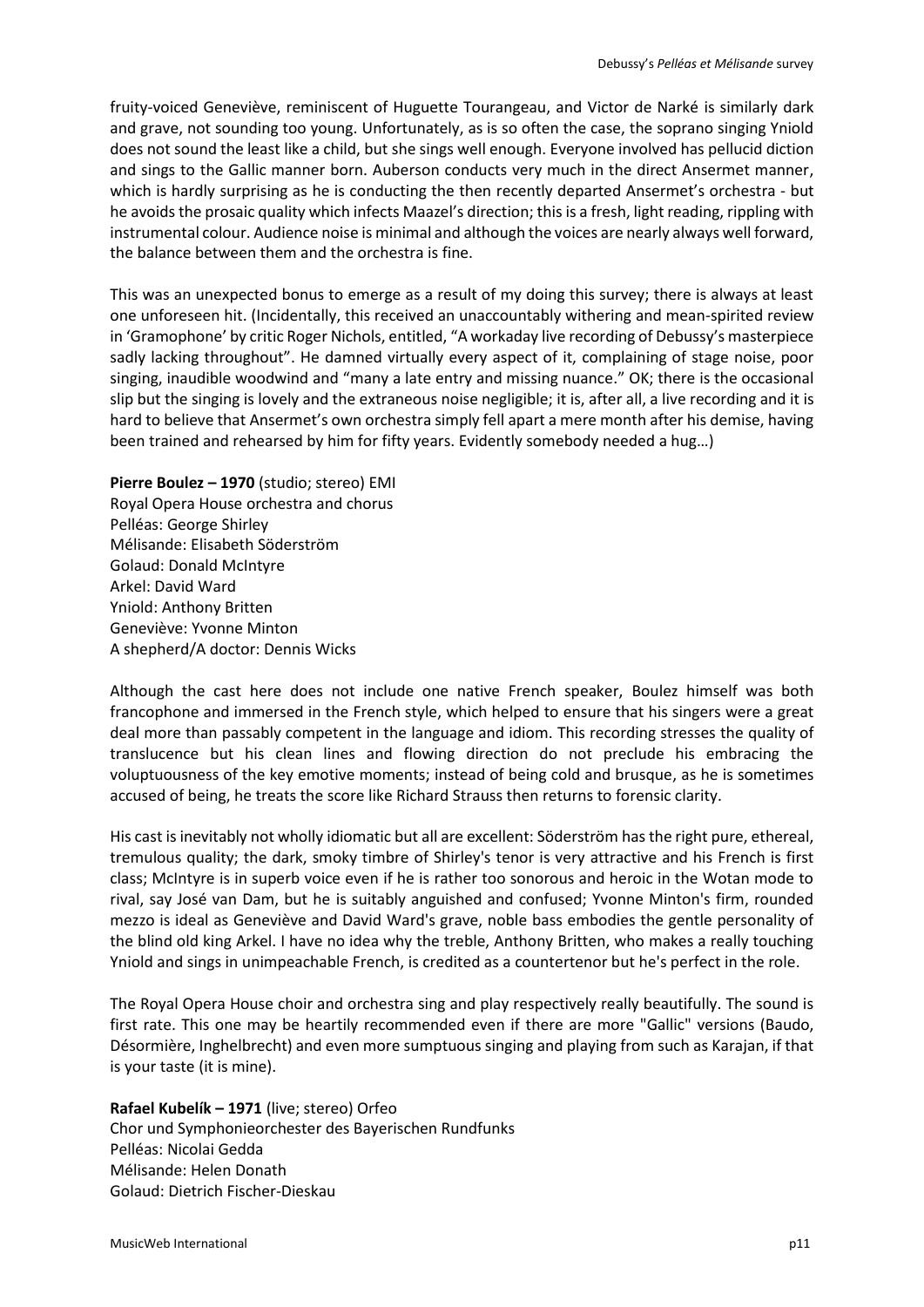fruity-voiced Geneviève, reminiscent of Huguette Tourangeau, and Victor de Narké is similarly dark and grave, not sounding too young. Unfortunately, as is so often the case, the soprano singing Yniold does not sound the least like a child, but she sings well enough. Everyone involved has pellucid diction and sings to the Gallic manner born. Auberson conducts very much in the direct Ansermet manner, which is hardly surprising as he is conducting the then recently departed Ansermet's orchestra - but he avoids the prosaic quality which infects Maazel's direction; this is a fresh, light reading, rippling with instrumental colour. Audience noise is minimal and although the voices are nearly always well forward, the balance between them and the orchestra is fine.

This was an unexpected bonus to emerge as a result of my doing this survey; there is always at least one unforeseen hit. (Incidentally, this received an unaccountably withering and mean-spirited review in 'Gramophone' by critic Roger Nichols, entitled, "A workaday live recording of Debussy's masterpiece sadly lacking throughout". He damned virtually every aspect of it, complaining of stage noise, poor singing, inaudible woodwind and "many a late entry and missing nuance." OK; there is the occasional slip but the singing is lovely and the extraneous noise negligible; it is, after all, a live recording and it is hard to believe that Ansermet's own orchestra simply fell apart a mere month after his demise, having been trained and rehearsed by him for fifty years. Evidently somebody needed a hug…)

**Pierre Boulez – 1970** (studio; stereo) EMI
Royal Opera House orchestra and chorus
Pelléas: George Shirley
Mélisande: Elisabeth Söderström
Golaud: Donald McIntyre
Arkel: David Ward
Yniold: Anthony Britten
Geneviève: Yvonne Minton
A shepherd/A doctor: Dennis Wicks

Although the cast here does not include one native French speaker, Boulez himself was both francophone and immersed in the French style, which helped to ensure that his singers were a great deal more than passably competent in the language and idiom. This recording stresses the quality of translucence but his clean lines and flowing direction do not preclude his embracing the voluptuousness of the key emotive moments; instead of being cold and brusque, as he is sometimes accused of being, he treats the score like Richard Strauss then returns to forensic clarity.

His cast is inevitably not wholly idiomatic but all are excellent: Söderström has the right pure, ethereal, tremulous quality; the dark, smoky timbre of Shirley's tenor is very attractive and his French is first class; McIntyre is in superb voice even if he is rather too sonorous and heroic in the Wotan mode to rival, say José van Dam, but he is suitably anguished and confused; Yvonne Minton's firm, rounded mezzo is ideal as Geneviève and David Ward's grave, noble bass embodies the gentle personality of the blind old king Arkel. I have no idea why the treble, Anthony Britten, who makes a really touching Yniold and sings in unimpeachable French, is credited as a countertenor but he's perfect in the role.

The Royal Opera House choir and orchestra sing and play respectively really beautifully. The sound is first rate. This one may be heartily recommended even if there are more "Gallic" versions (Baudo, Désormière, Inghelbrecht) and even more sumptuous singing and playing from such as Karajan, if that is your taste (it is mine).

**Rafael Kubelík – 1971** (live; stereo) Orfeo
Chor und Symphonieorchester des Bayerischen Rundfunks
Pelléas: Nicolai Gedda
Mélisande: Helen Donath
Golaud: Dietrich Fischer-Dieskau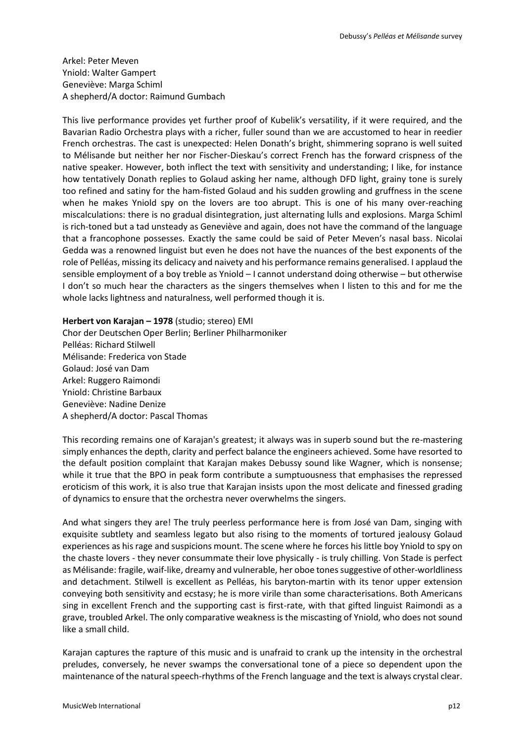Arkel: Peter Meven
Yniold: Walter Gampert
Geneviève: Marga Schiml
A shepherd/A doctor: Raimund Gumbach

This live performance provides yet further proof of Kubelik's versatility, if it were required, and the Bavarian Radio Orchestra plays with a richer, fuller sound than we are accustomed to hear in reedier French orchestras. The cast is unexpected: Helen Donath's bright, shimmering soprano is well suited to Mélisande but neither her nor Fischer-Dieskau's correct French has the forward crispness of the native speaker. However, both inflect the text with sensitivity and understanding; I like, for instance how tentatively Donath replies to Golaud asking her name, although DFD light, grainy tone is surely too refined and satiny for the ham-fisted Golaud and his sudden growling and gruffness in the scene when he makes Yniold spy on the lovers are too abrupt. This is one of his many over-reaching miscalculations: there is no gradual disintegration, just alternating lulls and explosions. Marga Schiml is rich-toned but a tad unsteady as Geneviève and again, does not have the command of the language that a francophone possesses. Exactly the same could be said of Peter Meven's nasal bass. Nicolai Gedda was a renowned linguist but even he does not have the nuances of the best exponents of the role of Pelléas, missing its delicacy and naivety and his performance remains generalised. I applaud the sensible employment of a boy treble as Yniold – I cannot understand doing otherwise – but otherwise I don't so much hear the characters as the singers themselves when I listen to this and for me the whole lacks lightness and naturalness, well performed though it is.

**Herbert von Karajan – 1978** (studio; stereo) EMI
Chor der Deutschen Oper Berlin; Berliner Philharmoniker
Pelléas: Richard Stilwell
Mélisande: Frederica von Stade
Golaud: José van Dam
Arkel: Ruggero Raimondi
Yniold: Christine Barbaux
Geneviève: Nadine Denize
A shepherd/A doctor: Pascal Thomas

This recording remains one of Karajan's greatest; it always was in superb sound but the re-mastering simply enhances the depth, clarity and perfect balance the engineers achieved. Some have resorted to the default position complaint that Karajan makes Debussy sound like Wagner, which is nonsense; while it true that the BPO in peak form contribute a sumptuousness that emphasises the repressed eroticism of this work, it is also true that Karajan insists upon the most delicate and finessed grading of dynamics to ensure that the orchestra never overwhelms the singers.

And what singers they are! The truly peerless performance here is from José van Dam, singing with exquisite subtlety and seamless legato but also rising to the moments of tortured jealousy Golaud experiences as his rage and suspicions mount. The scene where he forces his little boy Yniold to spy on the chaste lovers - they never consummate their love physically - is truly chilling. Von Stade is perfect as Mélisande: fragile, waif-like, dreamy and vulnerable, her oboe tones suggestive of other-worldliness and detachment. Stilwell is excellent as Pelléas, his baryton-martin with its tenor upper extension conveying both sensitivity and ecstasy; he is more virile than some characterisations. Both Americans sing in excellent French and the supporting cast is first-rate, with that gifted linguist Raimondi as a grave, troubled Arkel. The only comparative weakness is the miscasting of Yniold, who does not sound like a small child.

Karajan captures the rapture of this music and is unafraid to crank up the intensity in the orchestral preludes, conversely, he never swamps the conversational tone of a piece so dependent upon the maintenance of the natural speech-rhythms of the French language and the text is always crystal clear.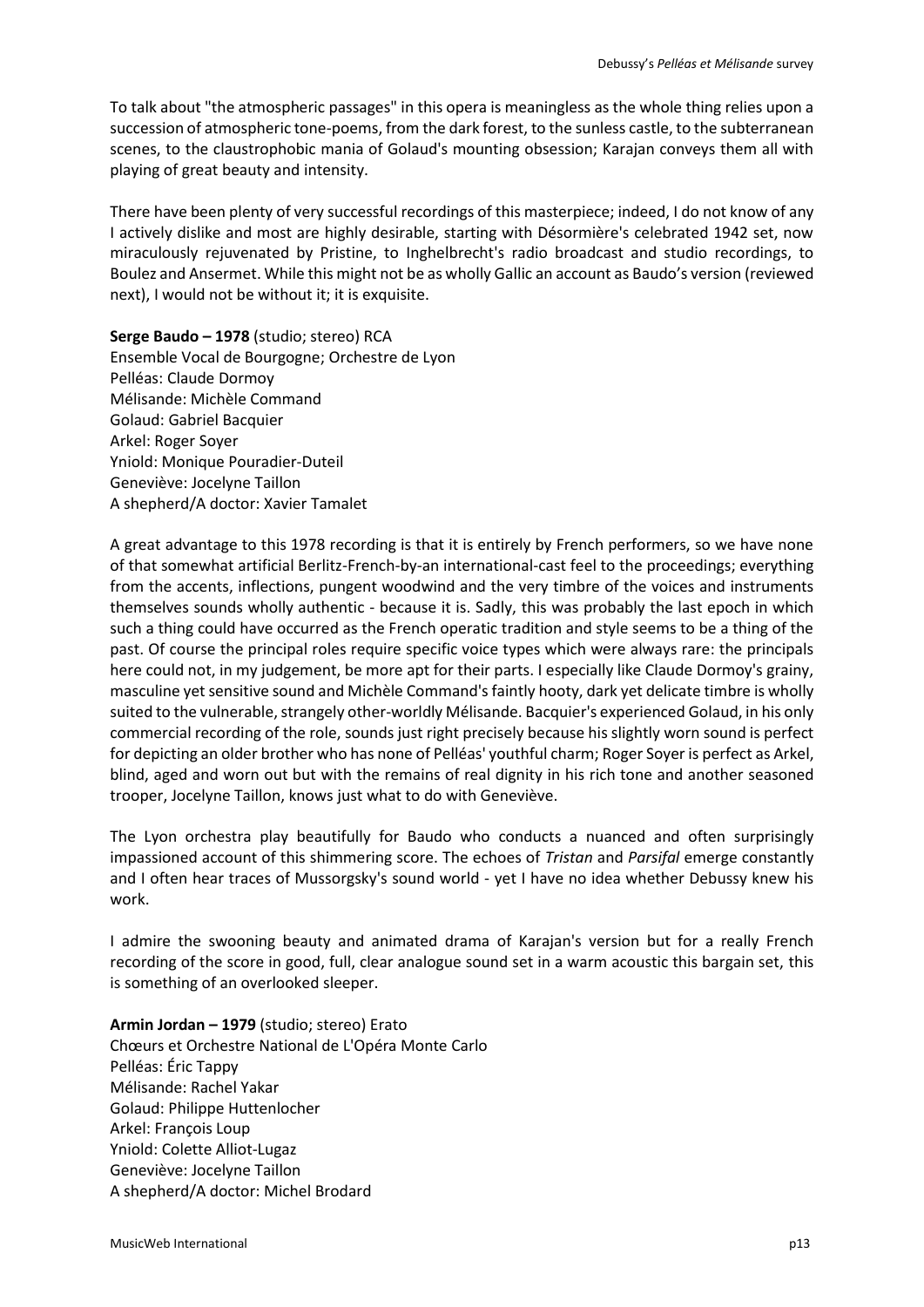To talk about "the atmospheric passages" in this opera is meaningless as the whole thing relies upon a succession of atmospheric tone-poems, from the dark forest, to the sunless castle, to the subterranean scenes, to the claustrophobic mania of Golaud's mounting obsession; Karajan conveys them all with playing of great beauty and intensity.

There have been plenty of very successful recordings of this masterpiece; indeed, I do not know of any I actively dislike and most are highly desirable, starting with Désormière's celebrated 1942 set, now miraculously rejuvenated by Pristine, to Inghelbrecht's radio broadcast and studio recordings, to Boulez and Ansermet. While this might not be as wholly Gallic an account as Baudo's version (reviewed next), I would not be without it; it is exquisite.

**Serge Baudo – 1978** (studio; stereo) RCA
Ensemble Vocal de Bourgogne; Orchestre de Lyon
Pelléas: Claude Dormoy
Mélisande: Michèle Command
Golaud: Gabriel Bacquier
Arkel: Roger Soyer
Yniold: Monique Pouradier-Duteil
Geneviève: Jocelyne Taillon
A shepherd/A doctor: Xavier Tamalet

A great advantage to this 1978 recording is that it is entirely by French performers, so we have none of that somewhat artificial Berlitz-French-by-an international-cast feel to the proceedings; everything from the accents, inflections, pungent woodwind and the very timbre of the voices and instruments themselves sounds wholly authentic - because it is. Sadly, this was probably the last epoch in which such a thing could have occurred as the French operatic tradition and style seems to be a thing of the past. Of course the principal roles require specific voice types which were always rare: the principals here could not, in my judgement, be more apt for their parts. I especially like Claude Dormoy's grainy, masculine yet sensitive sound and Michèle Command's faintly hooty, dark yet delicate timbre is wholly suited to the vulnerable, strangely other-worldly Mélisande. Bacquier's experienced Golaud, in his only commercial recording of the role, sounds just right precisely because his slightly worn sound is perfect for depicting an older brother who has none of Pelléas' youthful charm; Roger Soyer is perfect as Arkel, blind, aged and worn out but with the remains of real dignity in his rich tone and another seasoned trooper, Jocelyne Taillon, knows just what to do with Geneviève.

The Lyon orchestra play beautifully for Baudo who conducts a nuanced and often surprisingly impassioned account of this shimmering score. The echoes of *Tristan* and *Parsifal* emerge constantly and I often hear traces of Mussorgsky's sound world - yet I have no idea whether Debussy knew his work.

I admire the swooning beauty and animated drama of Karajan's version but for a really French recording of the score in good, full, clear analogue sound set in a warm acoustic this bargain set, this is something of an overlooked sleeper.

**Armin Jordan – 1979** (studio; stereo) Erato
Chœurs et Orchestre National de L'Opéra Monte Carlo
Pelléas: Éric Tappy
Mélisande: Rachel Yakar
Golaud: Philippe Huttenlocher
Arkel: François Loup
Yniold: Colette Alliot-Lugaz
Geneviève: Jocelyne Taillon
A shepherd/A doctor: Michel Brodard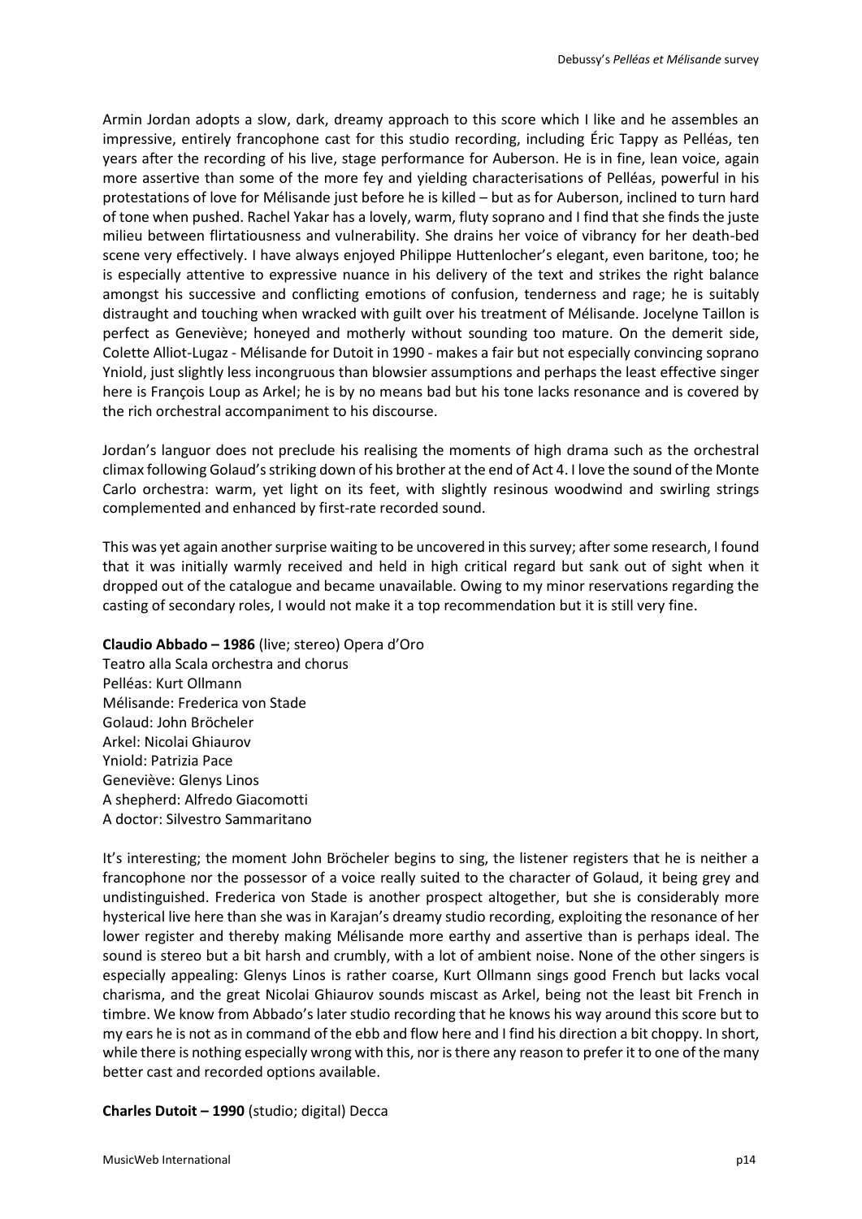Armin Jordan adopts a slow, dark, dreamy approach to this score which I like and he assembles an impressive, entirely francophone cast for this studio recording, including Éric Tappy as Pelléas, ten years after the recording of his live, stage performance for Auberson. He is in fine, lean voice, again more assertive than some of the more fey and yielding characterisations of Pelléas, powerful in his protestations of love for Mélisande just before he is killed – but as for Auberson, inclined to turn hard of tone when pushed. Rachel Yakar has a lovely, warm, fluty soprano and I find that she finds the juste milieu between flirtatiousness and vulnerability. She drains her voice of vibrancy for her death-bed scene very effectively. I have always enjoyed Philippe Huttenlocher's elegant, even baritone, too; he is especially attentive to expressive nuance in his delivery of the text and strikes the right balance amongst his successive and conflicting emotions of confusion, tenderness and rage; he is suitably distraught and touching when wracked with guilt over his treatment of Mélisande. Jocelyne Taillon is perfect as Geneviève; honeyed and motherly without sounding too mature. On the demerit side, Colette Alliot-Lugaz - Mélisande for Dutoit in 1990 - makes a fair but not especially convincing soprano Yniold, just slightly less incongruous than blowsier assumptions and perhaps the least effective singer here is François Loup as Arkel; he is by no means bad but his tone lacks resonance and is covered by the rich orchestral accompaniment to his discourse.

Jordan's languor does not preclude his realising the moments of high drama such as the orchestral climax following Golaud's striking down of his brother at the end of Act 4. I love the sound of the Monte Carlo orchestra: warm, yet light on its feet, with slightly resinous woodwind and swirling strings complemented and enhanced by first-rate recorded sound.

This was yet again another surprise waiting to be uncovered in this survey; after some research, I found that it was initially warmly received and held in high critical regard but sank out of sight when it dropped out of the catalogue and became unavailable. Owing to my minor reservations regarding the casting of secondary roles, I would not make it a top recommendation but it is still very fine.

**Claudio Abbado – 1986** (live; stereo) Opera d'Oro
Teatro alla Scala orchestra and chorus
Pelléas: Kurt Ollmann
Mélisande: Frederica von Stade
Golaud: John Bröcheler
Arkel: Nicolai Ghiaurov
Yniold: Patrizia Pace
Geneviève: Glenys Linos
A shepherd: Alfredo Giacomotti
A doctor: Silvestro Sammaritano

It's interesting; the moment John Bröcheler begins to sing, the listener registers that he is neither a francophone nor the possessor of a voice really suited to the character of Golaud, it being grey and undistinguished. Frederica von Stade is another prospect altogether, but she is considerably more hysterical live here than she was in Karajan's dreamy studio recording, exploiting the resonance of her lower register and thereby making Mélisande more earthy and assertive than is perhaps ideal. The sound is stereo but a bit harsh and crumbly, with a lot of ambient noise. None of the other singers is especially appealing: Glenys Linos is rather coarse, Kurt Ollmann sings good French but lacks vocal charisma, and the great Nicolai Ghiaurov sounds miscast as Arkel, being not the least bit French in timbre. We know from Abbado's later studio recording that he knows his way around this score but to my ears he is not as in command of the ebb and flow here and I find his direction a bit choppy. In short, while there is nothing especially wrong with this, nor is there any reason to prefer it to one of the many better cast and recorded options available.

**Charles Dutoit – 1990** (studio; digital) Decca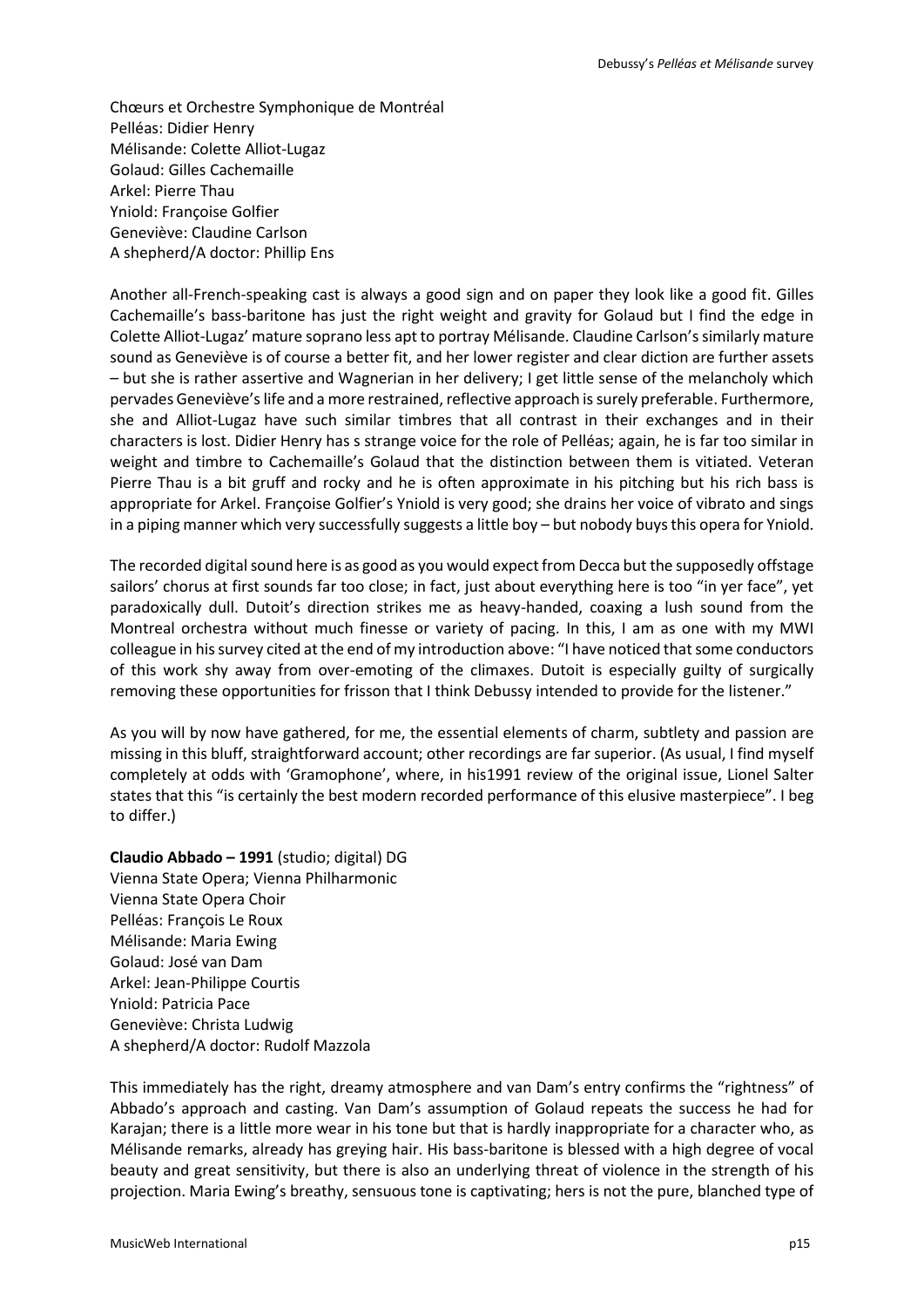Chœurs et Orchestre Symphonique de Montréal
Pelléas: Didier Henry
Mélisande: Colette Alliot-Lugaz
Golaud: Gilles Cachemaille
Arkel: Pierre Thau
Yniold: Françoise Golfier
Geneviève: Claudine Carlson
A shepherd/A doctor: Phillip Ens

Another all-French-speaking cast is always a good sign and on paper they look like a good fit. Gilles Cachemaille's bass-baritone has just the right weight and gravity for Golaud but I find the edge in Colette Alliot-Lugaz' mature soprano less apt to portray Mélisande. Claudine Carlson's similarly mature sound as Geneviève is of course a better fit, and her lower register and clear diction are further assets – but she is rather assertive and Wagnerian in her delivery; I get little sense of the melancholy which pervades Geneviève's life and a more restrained, reflective approach is surely preferable. Furthermore, she and Alliot-Lugaz have such similar timbres that all contrast in their exchanges and in their characters is lost. Didier Henry has s strange voice for the role of Pelléas; again, he is far too similar in weight and timbre to Cachemaille's Golaud that the distinction between them is vitiated. Veteran Pierre Thau is a bit gruff and rocky and he is often approximate in his pitching but his rich bass is appropriate for Arkel. Françoise Golfier's Yniold is very good; she drains her voice of vibrato and sings in a piping manner which very successfully suggests a little boy – but nobody buys this opera for Yniold.

The recorded digital sound here is as good as you would expect from Decca but the supposedly offstage sailors' chorus at first sounds far too close; in fact, just about everything here is too "in yer face", yet paradoxically dull. Dutoit's direction strikes me as heavy-handed, coaxing a lush sound from the Montreal orchestra without much finesse or variety of pacing. In this, I am as one with my MWI colleague in his survey cited at the end of my introduction above: "I have noticed that some conductors of this work shy away from over-emoting of the climaxes. Dutoit is especially guilty of surgically removing these opportunities for frisson that I think Debussy intended to provide for the listener."

As you will by now have gathered, for me, the essential elements of charm, subtlety and passion are missing in this bluff, straightforward account; other recordings are far superior. (As usual, I find myself completely at odds with 'Gramophone', where, in his1991 review of the original issue, Lionel Salter states that this "is certainly the best modern recorded performance of this elusive masterpiece". I beg to differ.)

**Claudio Abbado – 1991** (studio; digital) DG
Vienna State Opera; Vienna Philharmonic
Vienna State Opera Choir
Pelléas: François Le Roux
Mélisande: Maria Ewing
Golaud: José van Dam
Arkel: Jean-Philippe Courtis
Yniold: Patricia Pace
Geneviève: Christa Ludwig
A shepherd/A doctor: Rudolf Mazzola

This immediately has the right, dreamy atmosphere and van Dam's entry confirms the "rightness" of Abbado's approach and casting. Van Dam's assumption of Golaud repeats the success he had for Karajan; there is a little more wear in his tone but that is hardly inappropriate for a character who, as Mélisande remarks, already has greying hair. His bass-baritone is blessed with a high degree of vocal beauty and great sensitivity, but there is also an underlying threat of violence in the strength of his projection. Maria Ewing's breathy, sensuous tone is captivating; hers is not the pure, blanched type of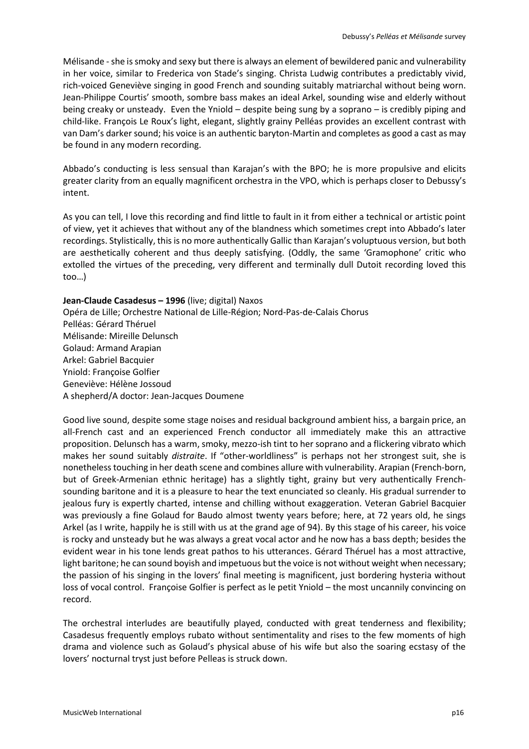Mélisande - she is smoky and sexy but there is always an element of bewildered panic and vulnerability in her voice, similar to Frederica von Stade's singing. Christa Ludwig contributes a predictably vivid, rich-voiced Geneviève singing in good French and sounding suitably matriarchal without being worn. Jean-Philippe Courtis' smooth, sombre bass makes an ideal Arkel, sounding wise and elderly without being creaky or unsteady. Even the Yniold – despite being sung by a soprano – is credibly piping and child-like. François Le Roux's light, elegant, slightly grainy Pelléas provides an excellent contrast with van Dam's darker sound; his voice is an authentic baryton-Martin and completes as good a cast as may be found in any modern recording.

Abbado's conducting is less sensual than Karajan's with the BPO; he is more propulsive and elicits greater clarity from an equally magnificent orchestra in the VPO, which is perhaps closer to Debussy's intent.

As you can tell, I love this recording and find little to fault in it from either a technical or artistic point of view, yet it achieves that without any of the blandness which sometimes crept into Abbado's later recordings. Stylistically, this is no more authentically Gallic than Karajan's voluptuous version, but both are aesthetically coherent and thus deeply satisfying. (Oddly, the same 'Gramophone' critic who extolled the virtues of the preceding, very different and terminally dull Dutoit recording loved this too…)

**Jean-Claude Casadesus – 1996** (live; digital) Naxos
Opéra de Lille; Orchestre National de Lille-Région; Nord-Pas-de-Calais Chorus
Pelléas: Gérard Théruel
Mélisande: Mireille Delunsch
Golaud: Armand Arapian
Arkel: Gabriel Bacquier
Yniold: Françoise Golfier
Geneviève: Hélène Jossoud
A shepherd/A doctor: Jean-Jacques Doumene

Good live sound, despite some stage noises and residual background ambient hiss, a bargain price, an all-French cast and an experienced French conductor all immediately make this an attractive proposition. Delunsch has a warm, smoky, mezzo-ish tint to her soprano and a flickering vibrato which makes her sound suitably *distraite*. If "other-worldliness" is perhaps not her strongest suit, she is nonetheless touching in her death scene and combines allure with vulnerability. Arapian (French-born, but of Greek-Armenian ethnic heritage) has a slightly tight, grainy but very authentically French-sounding baritone and it is a pleasure to hear the text enunciated so cleanly. His gradual surrender to jealous fury is expertly charted, intense and chilling without exaggeration. Veteran Gabriel Bacquier was previously a fine Golaud for Baudo almost twenty years before; here, at 72 years old, he sings Arkel (as I write, happily he is still with us at the grand age of 94). By this stage of his career, his voice is rocky and unsteady but he was always a great vocal actor and he now has a bass depth; besides the evident wear in his tone lends great pathos to his utterances. Gérard Théruel has a most attractive, light baritone; he can sound boyish and impetuous but the voice is not without weight when necessary; the passion of his singing in the lovers' final meeting is magnificent, just bordering hysteria without loss of vocal control. Françoise Golfier is perfect as le petit Yniold – the most uncannily convincing on record.

The orchestral interludes are beautifully played, conducted with great tenderness and flexibility; Casadesus frequently employs rubato without sentimentality and rises to the few moments of high drama and violence such as Golaud's physical abuse of his wife but also the soaring ecstasy of the lovers' nocturnal tryst just before Pelleas is struck down.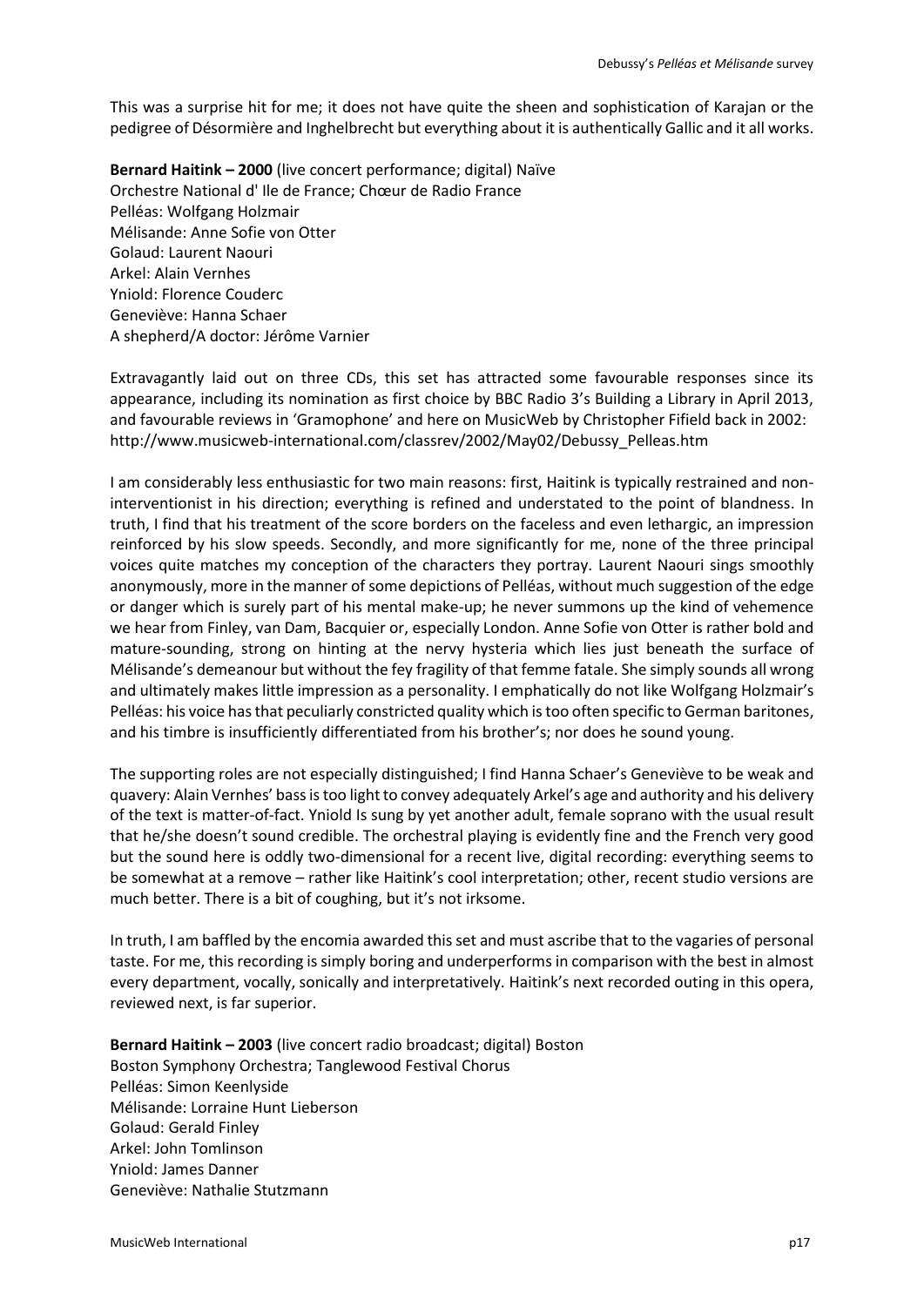This was a surprise hit for me; it does not have quite the sheen and sophistication of Karajan or the pedigree of Désormière and Inghelbrecht but everything about it is authentically Gallic and it all works.

**Bernard Haitink – 2000** (live concert performance; digital) Naïve
Orchestre National d' Ile de France; Chœur de Radio France
Pelléas: Wolfgang Holzmair
Mélisande: Anne Sofie von Otter
Golaud: Laurent Naouri
Arkel: Alain Vernhes
Yniold: Florence Couderc
Geneviève: Hanna Schaer
A shepherd/A doctor: Jérôme Varnier

Extravagantly laid out on three CDs, this set has attracted some favourable responses since its appearance, including its nomination as first choice by BBC Radio 3's Building a Library in April 2013, and favourable reviews in 'Gramophone' and here on MusicWeb by Christopher Fifield back in 2002: http://www.musicweb-international.com/classrev/2002/May02/Debussy_Pelleas.htm

I am considerably less enthusiastic for two main reasons: first, Haitink is typically restrained and non-interventionist in his direction; everything is refined and understated to the point of blandness. In truth, I find that his treatment of the score borders on the faceless and even lethargic, an impression reinforced by his slow speeds. Secondly, and more significantly for me, none of the three principal voices quite matches my conception of the characters they portray. Laurent Naouri sings smoothly anonymously, more in the manner of some depictions of Pelléas, without much suggestion of the edge or danger which is surely part of his mental make-up; he never summons up the kind of vehemence we hear from Finley, van Dam, Bacquier or, especially London. Anne Sofie von Otter is rather bold and mature-sounding, strong on hinting at the nervy hysteria which lies just beneath the surface of Mélisande's demeanour but without the fey fragility of that femme fatale. She simply sounds all wrong and ultimately makes little impression as a personality. I emphatically do not like Wolfgang Holzmair's Pelléas: his voice has that peculiarly constricted quality which is too often specific to German baritones, and his timbre is insufficiently differentiated from his brother's; nor does he sound young.

The supporting roles are not especially distinguished; I find Hanna Schaer's Geneviève to be weak and quavery: Alain Vernhes' bass is too light to convey adequately Arkel's age and authority and his delivery of the text is matter-of-fact. Yniold Is sung by yet another adult, female soprano with the usual result that he/she doesn't sound credible. The orchestral playing is evidently fine and the French very good but the sound here is oddly two-dimensional for a recent live, digital recording: everything seems to be somewhat at a remove – rather like Haitink's cool interpretation; other, recent studio versions are much better. There is a bit of coughing, but it's not irksome.

In truth, I am baffled by the encomia awarded this set and must ascribe that to the vagaries of personal taste. For me, this recording is simply boring and underperforms in comparison with the best in almost every department, vocally, sonically and interpretatively. Haitink's next recorded outing in this opera, reviewed next, is far superior.

**Bernard Haitink – 2003** (live concert radio broadcast; digital) Boston
Boston Symphony Orchestra; Tanglewood Festival Chorus
Pelléas: Simon Keenlyside
Mélisande: Lorraine Hunt Lieberson
Golaud: Gerald Finley
Arkel: John Tomlinson
Yniold: James Danner
Geneviève: Nathalie Stutzmann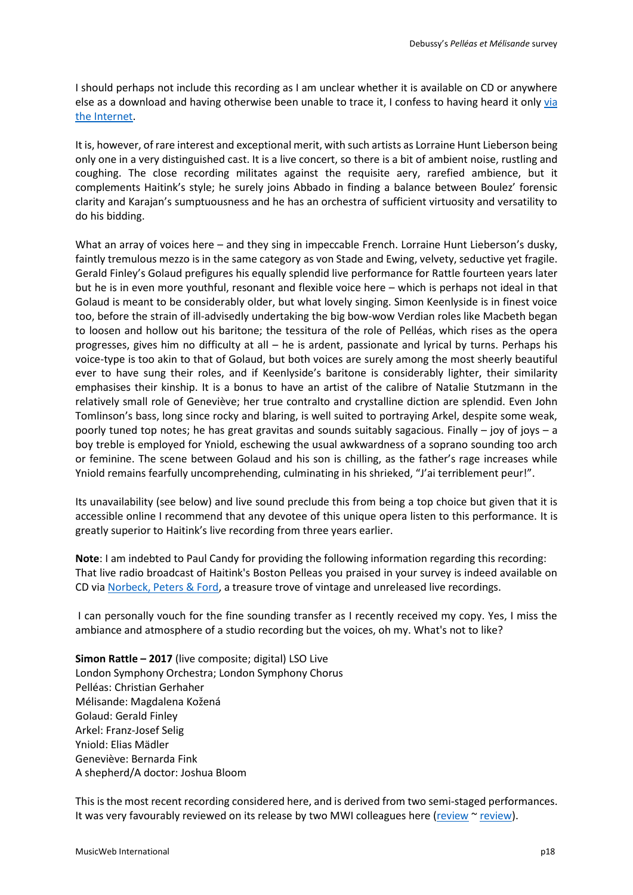I should perhaps not include this recording as I am unclear whether it is available on CD or anywhere else as a download and having otherwise been unable to trace it, I confess to having heard it only via the Internet.

It is, however, of rare interest and exceptional merit, with such artists as Lorraine Hunt Lieberson being only one in a very distinguished cast. It is a live concert, so there is a bit of ambient noise, rustling and coughing. The close recording militates against the requisite aery, rarefied ambience, but it complements Haitink's style; he surely joins Abbado in finding a balance between Boulez' forensic clarity and Karajan's sumptuousness and he has an orchestra of sufficient virtuosity and versatility to do his bidding.

What an array of voices here – and they sing in impeccable French. Lorraine Hunt Lieberson's dusky, faintly tremulous mezzo is in the same category as von Stade and Ewing, velvety, seductive yet fragile. Gerald Finley's Golaud prefigures his equally splendid live performance for Rattle fourteen years later but he is in even more youthful, resonant and flexible voice here – which is perhaps not ideal in that Golaud is meant to be considerably older, but what lovely singing. Simon Keenlyside is in finest voice too, before the strain of ill-advisedly undertaking the big bow-wow Verdian roles like Macbeth began to loosen and hollow out his baritone; the tessitura of the role of Pelléas, which rises as the opera progresses, gives him no difficulty at all – he is ardent, passionate and lyrical by turns. Perhaps his voice-type is too akin to that of Golaud, but both voices are surely among the most sheerly beautiful ever to have sung their roles, and if Keenlyside's baritone is considerably lighter, their similarity emphasises their kinship. It is a bonus to have an artist of the calibre of Natalie Stutzmann in the relatively small role of Geneviève; her true contralto and crystalline diction are splendid. Even John Tomlinson's bass, long since rocky and blaring, is well suited to portraying Arkel, despite some weak, poorly tuned top notes; he has great gravitas and sounds suitably sagacious. Finally – joy of joys – a boy treble is employed for Yniold, eschewing the usual awkwardness of a soprano sounding too arch or feminine. The scene between Golaud and his son is chilling, as the father's rage increases while Yniold remains fearfully uncomprehending, culminating in his shrieked, "J'ai terriblement peur!".

Its unavailability (see below) and live sound preclude this from being a top choice but given that it is accessible online I recommend that any devotee of this unique opera listen to this performance. It is greatly superior to Haitink's live recording from three years earlier.

**Note**: I am indebted to Paul Candy for providing the following information regarding this recording: That live radio broadcast of Haitink's Boston Pelleas you praised in your survey is indeed available on CD via Norbeck, Peters & Ford, a treasure trove of vintage and unreleased live recordings.

I can personally vouch for the fine sounding transfer as I recently received my copy. Yes, I miss the ambiance and atmosphere of a studio recording but the voices, oh my. What's not to like?

**Simon Rattle – 2017** (live composite; digital) LSO Live
London Symphony Orchestra; London Symphony Chorus
Pelléas: Christian Gerhaher
Mélisande: Magdalena Kožená
Golaud: Gerald Finley
Arkel: Franz-Josef Selig
Yniold: Elias Mädler
Geneviève: Bernarda Fink
A shepherd/A doctor: Joshua Bloom

This is the most recent recording considered here, and is derived from two semi-staged performances. It was very favourably reviewed on its release by two MWI colleagues here (review ~ review).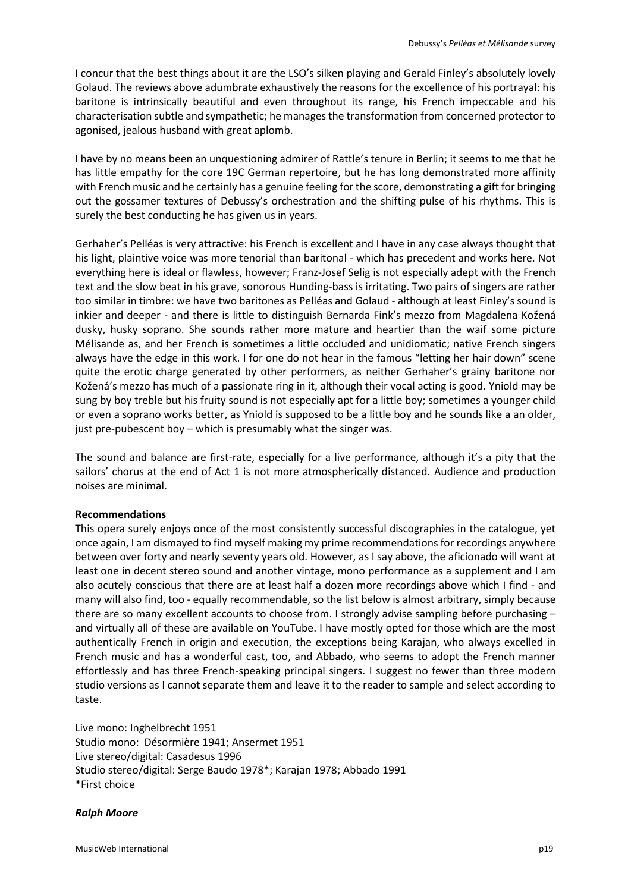I concur that the best things about it are the LSO's silken playing and Gerald Finley's absolutely lovely Golaud. The reviews above adumbrate exhaustively the reasons for the excellence of his portrayal: his baritone is intrinsically beautiful and even throughout its range, his French impeccable and his characterisation subtle and sympathetic; he manages the transformation from concerned protector to agonised, jealous husband with great aplomb.

I have by no means been an unquestioning admirer of Rattle's tenure in Berlin; it seems to me that he has little empathy for the core 19C German repertoire, but he has long demonstrated more affinity with French music and he certainly has a genuine feeling for the score, demonstrating a gift for bringing out the gossamer textures of Debussy's orchestration and the shifting pulse of his rhythms. This is surely the best conducting he has given us in years.

Gerhaher's Pelléas is very attractive: his French is excellent and I have in any case always thought that his light, plaintive voice was more tenorial than baritonal - which has precedent and works here. Not everything here is ideal or flawless, however; Franz-Josef Selig is not especially adept with the French text and the slow beat in his grave, sonorous Hunding-bass is irritating. Two pairs of singers are rather too similar in timbre: we have two baritones as Pelléas and Golaud - although at least Finley's sound is inkier and deeper - and there is little to distinguish Bernarda Fink's mezzo from Magdalena Kožená dusky, husky soprano. She sounds rather more mature and heartier than the waif some picture Mélisande as, and her French is sometimes a little occluded and unidiomatic; native French singers always have the edge in this work. I for one do not hear in the famous "letting her hair down" scene quite the erotic charge generated by other performers, as neither Gerhaher's grainy baritone nor Kožená's mezzo has much of a passionate ring in it, although their vocal acting is good. Yniold may be sung by boy treble but his fruity sound is not especially apt for a little boy; sometimes a younger child or even a soprano works better, as Yniold is supposed to be a little boy and he sounds like a an older, just pre-pubescent boy – which is presumably what the singer was.

The sound and balance are first-rate, especially for a live performance, although it's a pity that the sailors' chorus at the end of Act 1 is not more atmospherically distanced. Audience and production noises are minimal.

**Recommendations**

This opera surely enjoys once of the most consistently successful discographies in the catalogue, yet once again, I am dismayed to find myself making my prime recommendations for recordings anywhere between over forty and nearly seventy years old. However, as I say above, the aficionado will want at least one in decent stereo sound and another vintage, mono performance as a supplement and I am also acutely conscious that there are at least half a dozen more recordings above which I find - and many will also find, too - equally recommendable, so the list below is almost arbitrary, simply because there are so many excellent accounts to choose from. I strongly advise sampling before purchasing – and virtually all of these are available on YouTube. I have mostly opted for those which are the most authentically French in origin and execution, the exceptions being Karajan, who always excelled in French music and has a wonderful cast, too, and Abbado, who seems to adopt the French manner effortlessly and has three French-speaking principal singers. I suggest no fewer than three modern studio versions as I cannot separate them and leave it to the reader to sample and select according to taste.

Live mono: Inghelbrecht 1951  
Studio mono: Désormière 1941; Ansermet 1951  
Live stereo/digital: Casadesus 1996  
Studio stereo/digital: Serge Baudo 1978*; Karajan 1978; Abbado 1991  
*First choice

***Ralph Moore***